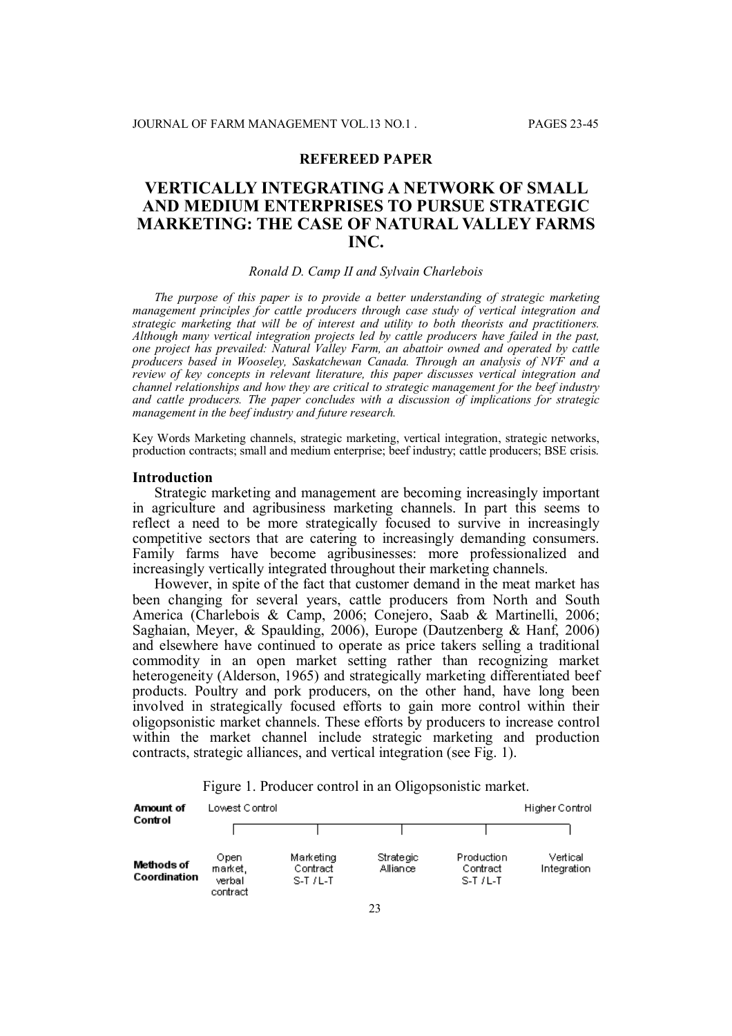**REFEREED PAPER**

# VERTICALLY INTEGRATING A NETWORK OF SMALL AND MEDIUM ENTERPRISES TO PURSUE STRATEGIC MARKETING: THE CASE OF NATURAL VALLEY FARMS INC.

*Ronald D. Camp II and Sylvain Charlebois*

*The purpose of this paper is to provide a better understanding of strategic marketing management principles for cattle producers through case study of vertical integration and strategic marketing that will be of interest and utility to both theorists and practitioners. Although many vertical integration projects led by cattle producers have failed in the past, one project has prevailed: Natural Valley Farm, an abattoir owned and operated by cattle producers based in Wooseley, Saskatchewan Canada. Through an analysis of NVF and a review of key concepts in relevant literature, this paper discusses vertical integration and channel relationships and how they are critical to strategic management for the beef industry and cattle producers. The paper concludes with a discussion of implications for strategic management in the beef industry and future research.*

Key Words Marketing channels, strategic marketing, vertical integration, strategic networks, production contracts; small and medium enterprise; beef industry; cattle producers; BSE crisis.

## Introduction

Strategic marketing and management are becoming increasingly important in agriculture and agribusiness marketing channels. In part this seems to reflect a need to be more strategically focused to survive in increasingly competitive sectors that are catering to increasingly demanding consumers. Family farms have become agribusinesses: more professionalized and increasingly vertically integrated throughout their marketing channels.

However, in spite of the fact that customer demand in the meat market has been changing for several years, cattle producers from North and South America (Charlebois & Camp, 2006; Conejero, Saab & Martinelli, 2006; Saghaian, Meyer, & Spaulding, 2006), Europe (Dautzenberg & Hanf, 2006) and elsewhere have continued to operate as price takers selling a traditional commodity in an open market setting rather than recognizing market heterogeneity (Alderson, 1965) and strategically marketing differentiated beef products. Poultry and pork producers, on the other hand, have long been involved in strategically focused efforts to gain more control within their oligopsonistic market channels. These efforts by producers to increase control within the market channel include strategic marketing and production contracts, strategic alliances, and vertical integration (see Fig. 1).

Figure 1. Producer control in an Oligopsonistic market.

| Amount of Control | Lowest Control | | | | Higher Control |
|---|---|---|---|---|---|
| Methods of Coordination | Open market, verbal contract | Marketing Contract S-T / L-T | Strategic Alliance | Production Contract S-T / L-T | Vertical Integration |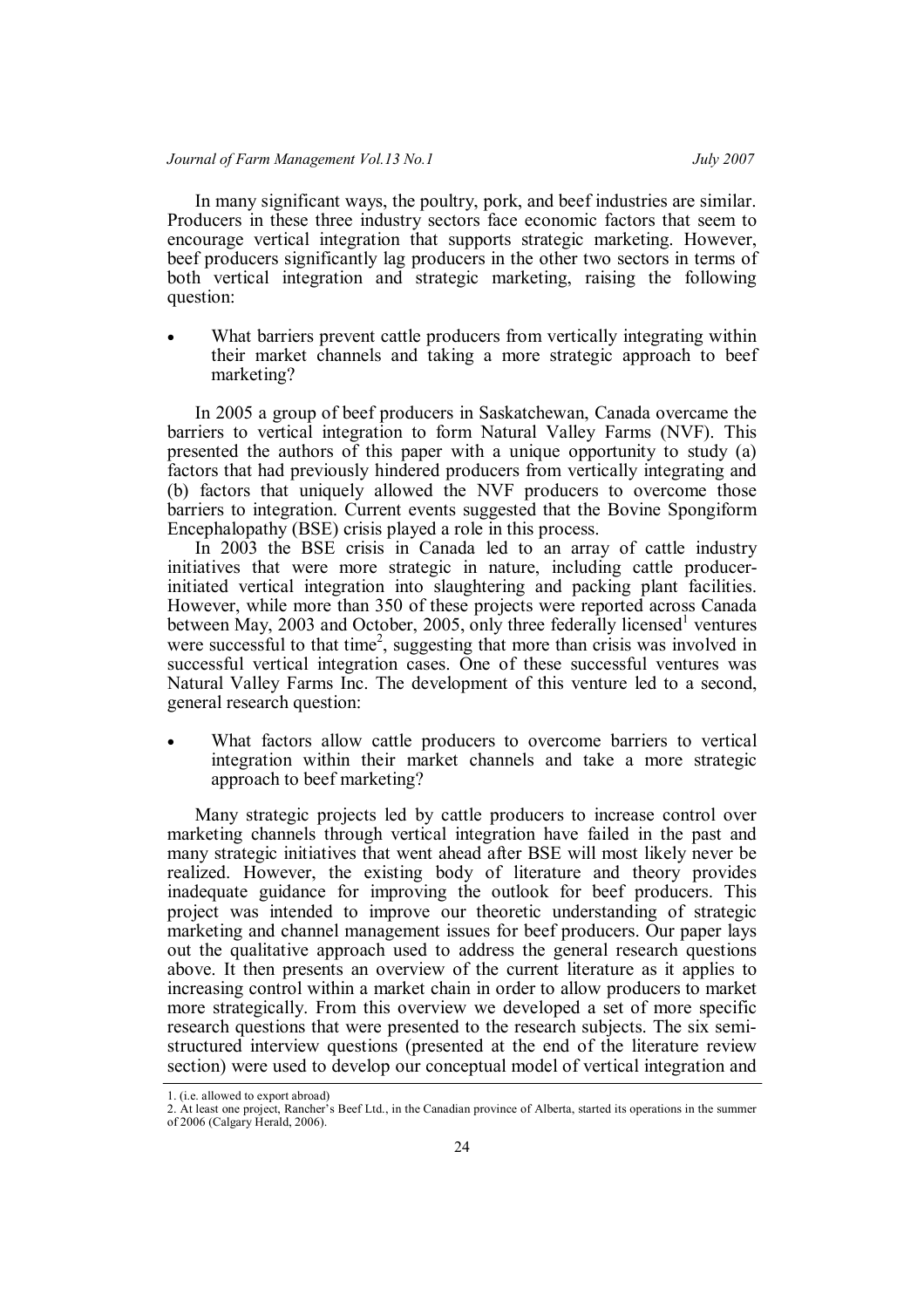In many significant ways, the poultry, pork, and beef industries are similar. Producers in these three industry sectors face economic factors that seem to encourage vertical integration that supports strategic marketing. However, beef producers significantly lag producers in the other two sectors in terms of both vertical integration and strategic marketing, raising the following question:

- What barriers prevent cattle producers from vertically integrating within their market channels and taking a more strategic approach to beef marketing?

In 2005 a group of beef producers in Saskatchewan, Canada overcame the barriers to vertical integration to form Natural Valley Farms (NVF). This presented the authors of this paper with a unique opportunity to study (a) factors that had previously hindered producers from vertically integrating and (b) factors that uniquely allowed the NVF producers to overcome those barriers to integration. Current events suggested that the Bovine Spongiform Encephalopathy (BSE) crisis played a role in this process.

In 2003 the BSE crisis in Canada led to an array of cattle industry initiatives that were more strategic in nature, including cattle producer-initiated vertical integration into slaughtering and packing plant facilities. However, while more than 350 of these projects were reported across Canada between May, 2003 and October, 2005, only three federally licensed[1] ventures were successful to that time[2], suggesting that more than crisis was involved in successful vertical integration cases. One of these successful ventures was Natural Valley Farms Inc. The development of this venture led to a second, general research question:

- What factors allow cattle producers to overcome barriers to vertical integration within their market channels and take a more strategic approach to beef marketing?

Many strategic projects led by cattle producers to increase control over marketing channels through vertical integration have failed in the past and many strategic initiatives that went ahead after BSE will most likely never be realized. However, the existing body of literature and theory provides inadequate guidance for improving the outlook for beef producers. This project was intended to improve our theoretic understanding of strategic marketing and channel management issues for beef producers. Our paper lays out the qualitative approach used to address the general research questions above. It then presents an overview of the current literature as it applies to increasing control within a market chain in order to allow producers to market more strategically. From this overview we developed a set of more specific research questions that were presented to the research subjects. The six semi-structured interview questions (presented at the end of the literature review section) were used to develop our conceptual model of vertical integration and

1. (i.e. allowed to export abroad)
2. At least one project, Rancher's Beef Ltd., in the Canadian province of Alberta, started its operations in the summer of 2006 (Calgary Herald, 2006).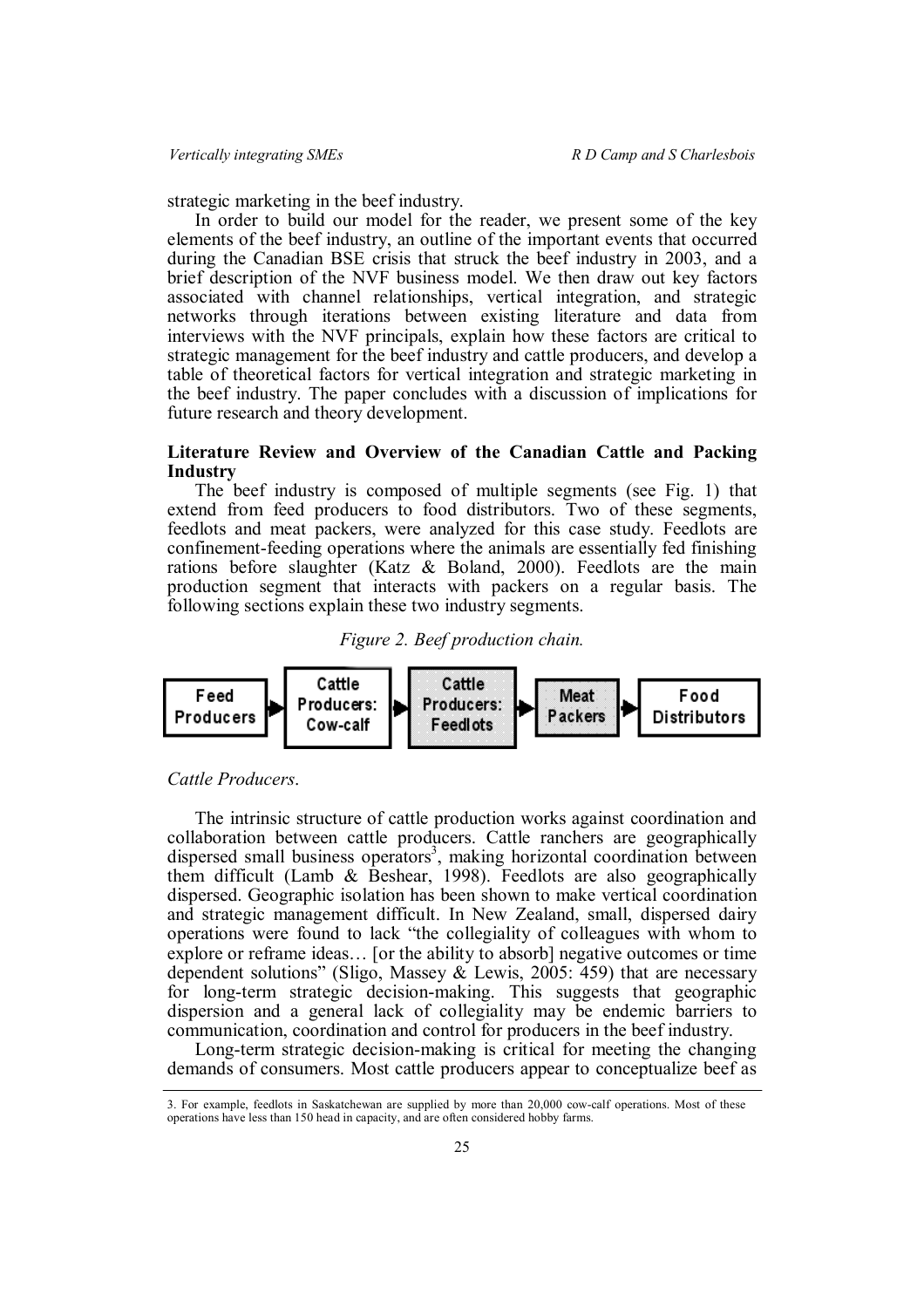strategic marketing in the beef industry.

In order to build our model for the reader, we present some of the key elements of the beef industry, an outline of the important events that occurred during the Canadian BSE crisis that struck the beef industry in 2003, and a brief description of the NVF business model. We then draw out key factors associated with channel relationships, vertical integration, and strategic networks through iterations between existing literature and data from interviews with the NVF principals, explain how these factors are critical to strategic management for the beef industry and cattle producers, and develop a table of theoretical factors for vertical integration and strategic marketing in the beef industry. The paper concludes with a discussion of implications for future research and theory development.

## Literature Review and Overview of the Canadian Cattle and Packing Industry

The beef industry is composed of multiple segments (see Fig. 1) that extend from feed producers to food distributors. Two of these segments, feedlots and meat packers, were analyzed for this case study. Feedlots are confinement-feeding operations where the animals are essentially fed finishing rations before slaughter (Katz & Boland, 2000). Feedlots are the main production segment that interacts with packers on a regular basis. The following sections explain these two industry segments.

*Figure 2. Beef production chain.*

Feed Producers → Cattle Producers: Cow-calf → Cattle Producers: Feedlots → Meat Packers → Food Distributors

### *Cattle Producers*.

The intrinsic structure of cattle production works against coordination and collaboration between cattle producers. Cattle ranchers are geographically dispersed small business operators[3], making horizontal coordination between them difficult (Lamb & Beshear, 1998). Feedlots are also geographically dispersed. Geographic isolation has been shown to make vertical coordination and strategic management difficult. In New Zealand, small, dispersed dairy operations were found to lack "the collegiality of colleagues with whom to explore or reframe ideas… [or the ability to absorb] negative outcomes or time dependent solutions" (Sligo, Massey & Lewis, 2005: 459) that are necessary for long-term strategic decision-making. This suggests that geographic dispersion and a general lack of collegiality may be endemic barriers to communication, coordination and control for producers in the beef industry.

Long-term strategic decision-making is critical for meeting the changing demands of consumers. Most cattle producers appear to conceptualize beef as

3. For example, feedlots in Saskatchewan are supplied by more than 20,000 cow-calf operations. Most of these operations have less than 150 head in capacity, and are often considered hobby farms.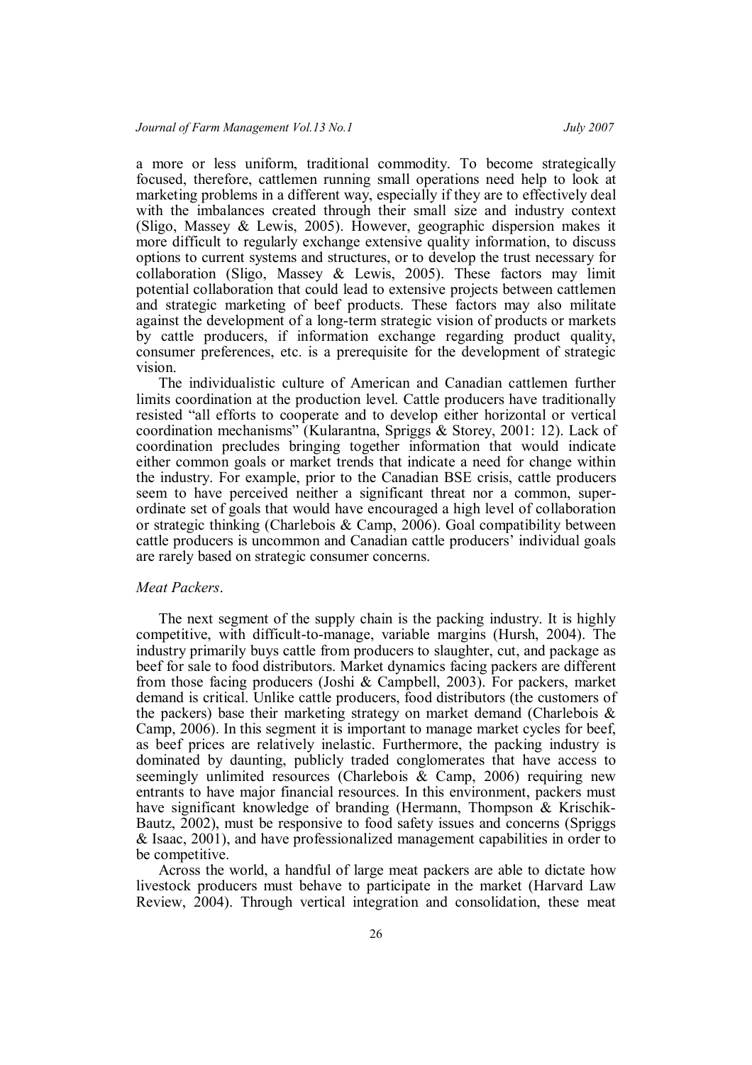a more or less uniform, traditional commodity. To become strategically focused, therefore, cattlemen running small operations need help to look at marketing problems in a different way, especially if they are to effectively deal with the imbalances created through their small size and industry context (Sligo, Massey & Lewis, 2005). However, geographic dispersion makes it more difficult to regularly exchange extensive quality information, to discuss options to current systems and structures, or to develop the trust necessary for collaboration (Sligo, Massey & Lewis, 2005). These factors may limit potential collaboration that could lead to extensive projects between cattlemen and strategic marketing of beef products. These factors may also militate against the development of a long-term strategic vision of products or markets by cattle producers, if information exchange regarding product quality, consumer preferences, etc. is a prerequisite for the development of strategic vision.

The individualistic culture of American and Canadian cattlemen further limits coordination at the production level. Cattle producers have traditionally resisted "all efforts to cooperate and to develop either horizontal or vertical coordination mechanisms" (Kularantna, Spriggs & Storey, 2001: 12). Lack of coordination precludes bringing together information that would indicate either common goals or market trends that indicate a need for change within the industry. For example, prior to the Canadian BSE crisis, cattle producers seem to have perceived neither a significant threat nor a common, super-ordinate set of goals that would have encouraged a high level of collaboration or strategic thinking (Charlebois & Camp, 2006). Goal compatibility between cattle producers is uncommon and Canadian cattle producers' individual goals are rarely based on strategic consumer concerns.

*Meat Packers*.

The next segment of the supply chain is the packing industry. It is highly competitive, with difficult-to-manage, variable margins (Hursh, 2004). The industry primarily buys cattle from producers to slaughter, cut, and package as beef for sale to food distributors. Market dynamics facing packers are different from those facing producers (Joshi & Campbell, 2003). For packers, market demand is critical. Unlike cattle producers, food distributors (the customers of the packers) base their marketing strategy on market demand (Charlebois & Camp, 2006). In this segment it is important to manage market cycles for beef, as beef prices are relatively inelastic. Furthermore, the packing industry is dominated by daunting, publicly traded conglomerates that have access to seemingly unlimited resources (Charlebois & Camp, 2006) requiring new entrants to have major financial resources. In this environment, packers must have significant knowledge of branding (Hermann, Thompson & Krischik-Bautz, 2002), must be responsive to food safety issues and concerns (Spriggs & Isaac, 2001), and have professionalized management capabilities in order to be competitive.

Across the world, a handful of large meat packers are able to dictate how livestock producers must behave to participate in the market (Harvard Law Review, 2004). Through vertical integration and consolidation, these meat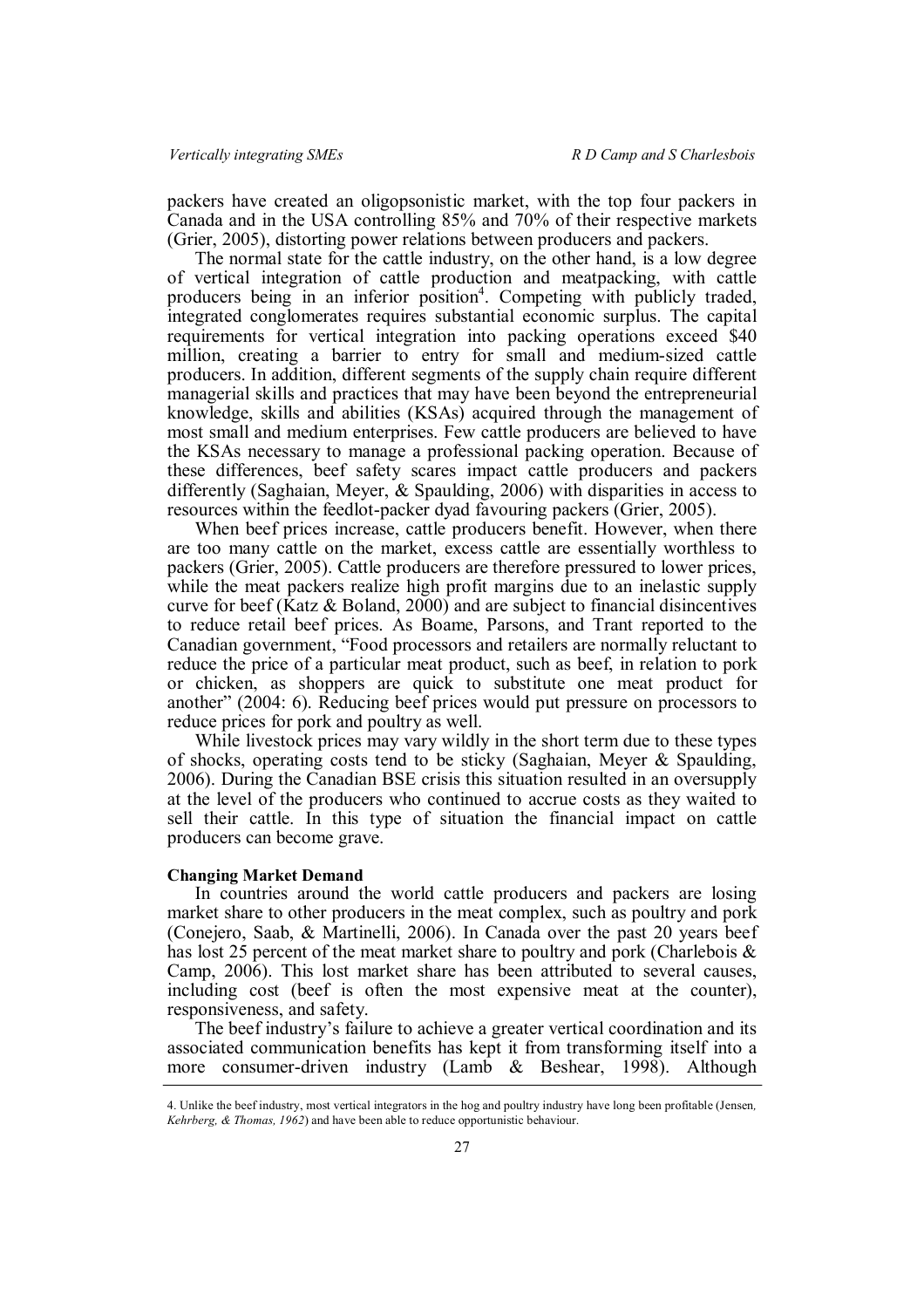packers have created an oligopsonistic market, with the top four packers in Canada and in the USA controlling 85% and 70% of their respective markets (Grier, 2005), distorting power relations between producers and packers.

The normal state for the cattle industry, on the other hand, is a low degree of vertical integration of cattle production and meatpacking, with cattle producers being in an inferior position[4]. Competing with publicly traded, integrated conglomerates requires substantial economic surplus. The capital requirements for vertical integration into packing operations exceed $40 million, creating a barrier to entry for small and medium-sized cattle producers. In addition, different segments of the supply chain require different managerial skills and practices that may have been beyond the entrepreneurial knowledge, skills and abilities (KSAs) acquired through the management of most small and medium enterprises. Few cattle producers are believed to have the KSAs necessary to manage a professional packing operation. Because of these differences, beef safety scares impact cattle producers and packers differently (Saghaian, Meyer, & Spaulding, 2006) with disparities in access to resources within the feedlot-packer dyad favouring packers (Grier, 2005).

When beef prices increase, cattle producers benefit. However, when there are too many cattle on the market, excess cattle are essentially worthless to packers (Grier, 2005). Cattle producers are therefore pressured to lower prices, while the meat packers realize high profit margins due to an inelastic supply curve for beef (Katz & Boland, 2000) and are subject to financial disincentives to reduce retail beef prices. As Boame, Parsons, and Trant reported to the Canadian government, "Food processors and retailers are normally reluctant to reduce the price of a particular meat product, such as beef, in relation to pork or chicken, as shoppers are quick to substitute one meat product for another" (2004: 6). Reducing beef prices would put pressure on processors to reduce prices for pork and poultry as well.

While livestock prices may vary wildly in the short term due to these types of shocks, operating costs tend to be sticky (Saghaian, Meyer & Spaulding, 2006). During the Canadian BSE crisis this situation resulted in an oversupply at the level of the producers who continued to accrue costs as they waited to sell their cattle. In this type of situation the financial impact on cattle producers can become grave.

**Changing Market Demand**

In countries around the world cattle producers and packers are losing market share to other producers in the meat complex, such as poultry and pork (Conejero, Saab, & Martinelli, 2006). In Canada over the past 20 years beef has lost 25 percent of the meat market share to poultry and pork (Charlebois & Camp, 2006). This lost market share has been attributed to several causes, including cost (beef is often the most expensive meat at the counter), responsiveness, and safety.

The beef industry's failure to achieve a greater vertical coordination and its associated communication benefits has kept it from transforming itself into a more consumer-driven industry (Lamb & Beshear, 1998). Although

4. Unlike the beef industry, most vertical integrators in the hog and poultry industry have long been profitable (Jensen, *Kehrberg, & Thomas, 1962*) and have been able to reduce opportunistic behaviour.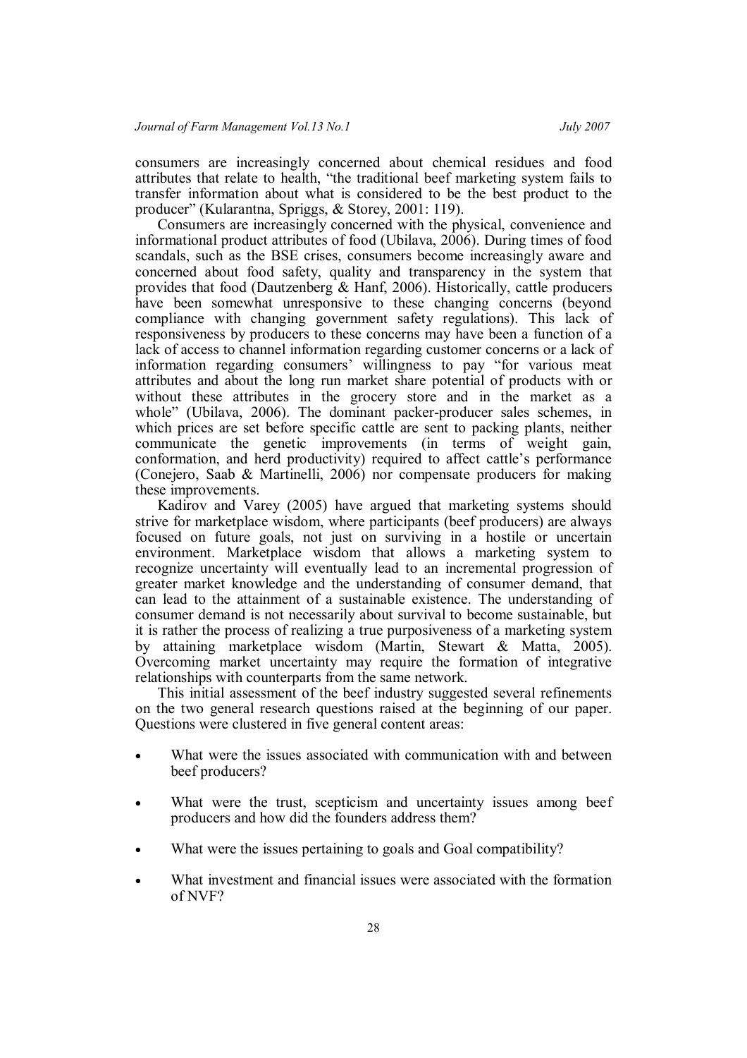consumers are increasingly concerned about chemical residues and food attributes that relate to health, "the traditional beef marketing system fails to transfer information about what is considered to be the best product to the producer" (Kularantna, Spriggs, & Storey, 2001: 119).

Consumers are increasingly concerned with the physical, convenience and informational product attributes of food (Ubilava, 2006). During times of food scandals, such as the BSE crises, consumers become increasingly aware and concerned about food safety, quality and transparency in the system that provides that food (Dautzenberg & Hanf, 2006). Historically, cattle producers have been somewhat unresponsive to these changing concerns (beyond compliance with changing government safety regulations). This lack of responsiveness by producers to these concerns may have been a function of a lack of access to channel information regarding customer concerns or a lack of information regarding consumers' willingness to pay "for various meat attributes and about the long run market share potential of products with or without these attributes in the grocery store and in the market as a whole" (Ubilava, 2006). The dominant packer-producer sales schemes, in which prices are set before specific cattle are sent to packing plants, neither communicate the genetic improvements (in terms of weight gain, conformation, and herd productivity) required to affect cattle's performance (Conejero, Saab & Martinelli, 2006) nor compensate producers for making these improvements.

Kadirov and Varey (2005) have argued that marketing systems should strive for marketplace wisdom, where participants (beef producers) are always focused on future goals, not just on surviving in a hostile or uncertain environment. Marketplace wisdom that allows a marketing system to recognize uncertainty will eventually lead to an incremental progression of greater market knowledge and the understanding of consumer demand, that can lead to the attainment of a sustainable existence. The understanding of consumer demand is not necessarily about survival to become sustainable, but it is rather the process of realizing a true purposiveness of a marketing system by attaining marketplace wisdom (Martin, Stewart & Matta, 2005). Overcoming market uncertainty may require the formation of integrative relationships with counterparts from the same network.

This initial assessment of the beef industry suggested several refinements on the two general research questions raised at the beginning of our paper. Questions were clustered in five general content areas:

- What were the issues associated with communication with and between beef producers?
- What were the trust, scepticism and uncertainty issues among beef producers and how did the founders address them?
- What were the issues pertaining to goals and Goal compatibility?
- What investment and financial issues were associated with the formation of NVF?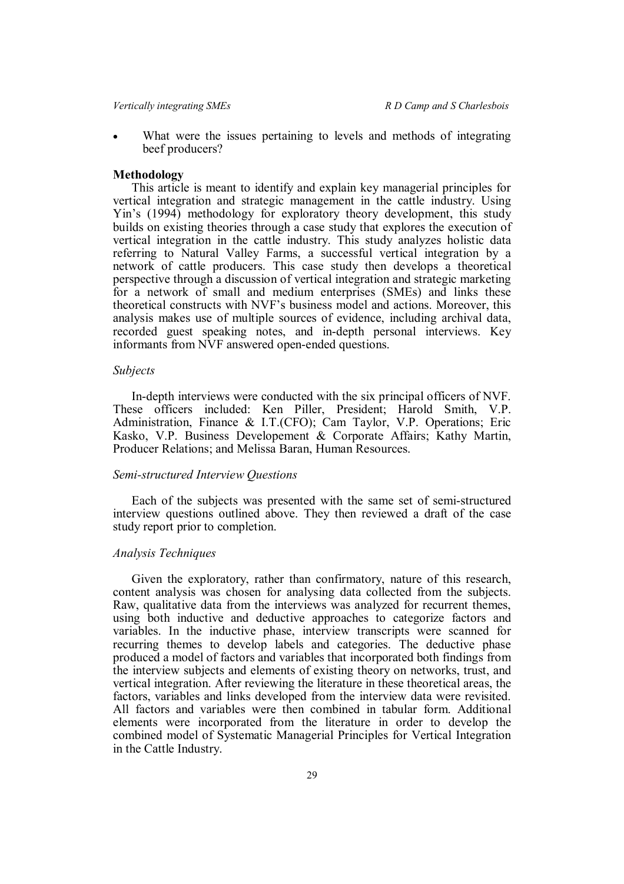- What were the issues pertaining to levels and methods of integrating beef producers?

## Methodology

This article is meant to identify and explain key managerial principles for vertical integration and strategic management in the cattle industry. Using Yin's (1994) methodology for exploratory theory development, this study builds on existing theories through a case study that explores the execution of vertical integration in the cattle industry. This study analyzes holistic data referring to Natural Valley Farms, a successful vertical integration by a network of cattle producers. This case study then develops a theoretical perspective through a discussion of vertical integration and strategic marketing for a network of small and medium enterprises (SMEs) and links these theoretical constructs with NVF's business model and actions. Moreover, this analysis makes use of multiple sources of evidence, including archival data, recorded guest speaking notes, and in-depth personal interviews. Key informants from NVF answered open-ended questions.

### *Subjects*

In-depth interviews were conducted with the six principal officers of NVF. These officers included: Ken Piller, President; Harold Smith, V.P. Administration, Finance & I.T.(CFO); Cam Taylor, V.P. Operations; Eric Kasko, V.P. Business Developement & Corporate Affairs; Kathy Martin, Producer Relations; and Melissa Baran, Human Resources.

### *Semi-structured Interview Questions*

Each of the subjects was presented with the same set of semi-structured interview questions outlined above. They then reviewed a draft of the case study report prior to completion.

### *Analysis Techniques*

Given the exploratory, rather than confirmatory, nature of this research, content analysis was chosen for analysing data collected from the subjects. Raw, qualitative data from the interviews was analyzed for recurrent themes, using both inductive and deductive approaches to categorize factors and variables. In the inductive phase, interview transcripts were scanned for recurring themes to develop labels and categories. The deductive phase produced a model of factors and variables that incorporated both findings from the interview subjects and elements of existing theory on networks, trust, and vertical integration. After reviewing the literature in these theoretical areas, the factors, variables and links developed from the interview data were revisited. All factors and variables were then combined in tabular form. Additional elements were incorporated from the literature in order to develop the combined model of Systematic Managerial Principles for Vertical Integration in the Cattle Industry.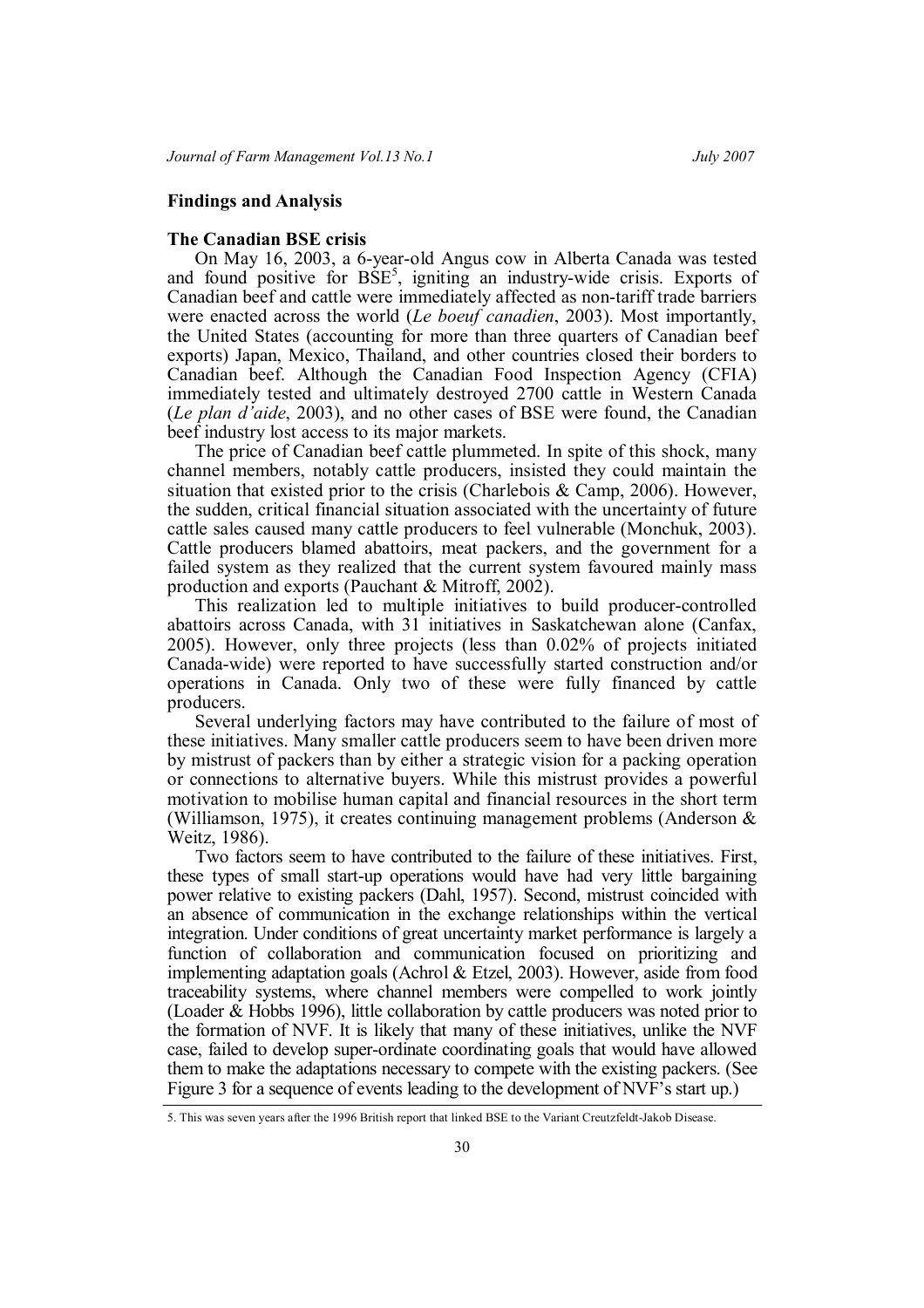## Findings and Analysis

### The Canadian BSE crisis

On May 16, 2003, a 6-year-old Angus cow in Alberta Canada was tested and found positive for BSE[5], igniting an industry-wide crisis. Exports of Canadian beef and cattle were immediately affected as non-tariff trade barriers were enacted across the world (*Le boeuf canadien*, 2003). Most importantly, the United States (accounting for more than three quarters of Canadian beef exports) Japan, Mexico, Thailand, and other countries closed their borders to Canadian beef. Although the Canadian Food Inspection Agency (CFIA) immediately tested and ultimately destroyed 2700 cattle in Western Canada (*Le plan d'aide*, 2003), and no other cases of BSE were found, the Canadian beef industry lost access to its major markets.

The price of Canadian beef cattle plummeted. In spite of this shock, many channel members, notably cattle producers, insisted they could maintain the situation that existed prior to the crisis (Charlebois & Camp, 2006). However, the sudden, critical financial situation associated with the uncertainty of future cattle sales caused many cattle producers to feel vulnerable (Monchuk, 2003). Cattle producers blamed abattoirs, meat packers, and the government for a failed system as they realized that the current system favoured mainly mass production and exports (Pauchant & Mitroff, 2002).

This realization led to multiple initiatives to build producer-controlled abattoirs across Canada, with 31 initiatives in Saskatchewan alone (Canfax, 2005). However, only three projects (less than 0.02% of projects initiated Canada-wide) were reported to have successfully started construction and/or operations in Canada. Only two of these were fully financed by cattle producers.

Several underlying factors may have contributed to the failure of most of these initiatives. Many smaller cattle producers seem to have been driven more by mistrust of packers than by either a strategic vision for a packing operation or connections to alternative buyers. While this mistrust provides a powerful motivation to mobilise human capital and financial resources in the short term (Williamson, 1975), it creates continuing management problems (Anderson & Weitz, 1986).

Two factors seem to have contributed to the failure of these initiatives. First, these types of small start-up operations would have had very little bargaining power relative to existing packers (Dahl, 1957). Second, mistrust coincided with an absence of communication in the exchange relationships within the vertical integration. Under conditions of great uncertainty market performance is largely a function of collaboration and communication focused on prioritizing and implementing adaptation goals (Achrol & Etzel, 2003). However, aside from food traceability systems, where channel members were compelled to work jointly (Loader & Hobbs 1996), little collaboration by cattle producers was noted prior to the formation of NVF. It is likely that many of these initiatives, unlike the NVF case, failed to develop super-ordinate coordinating goals that would have allowed them to make the adaptations necessary to compete with the existing packers. (See Figure 3 for a sequence of events leading to the development of NVF's start up.)

5. This was seven years after the 1996 British report that linked BSE to the Variant Creutzfeldt-Jakob Disease.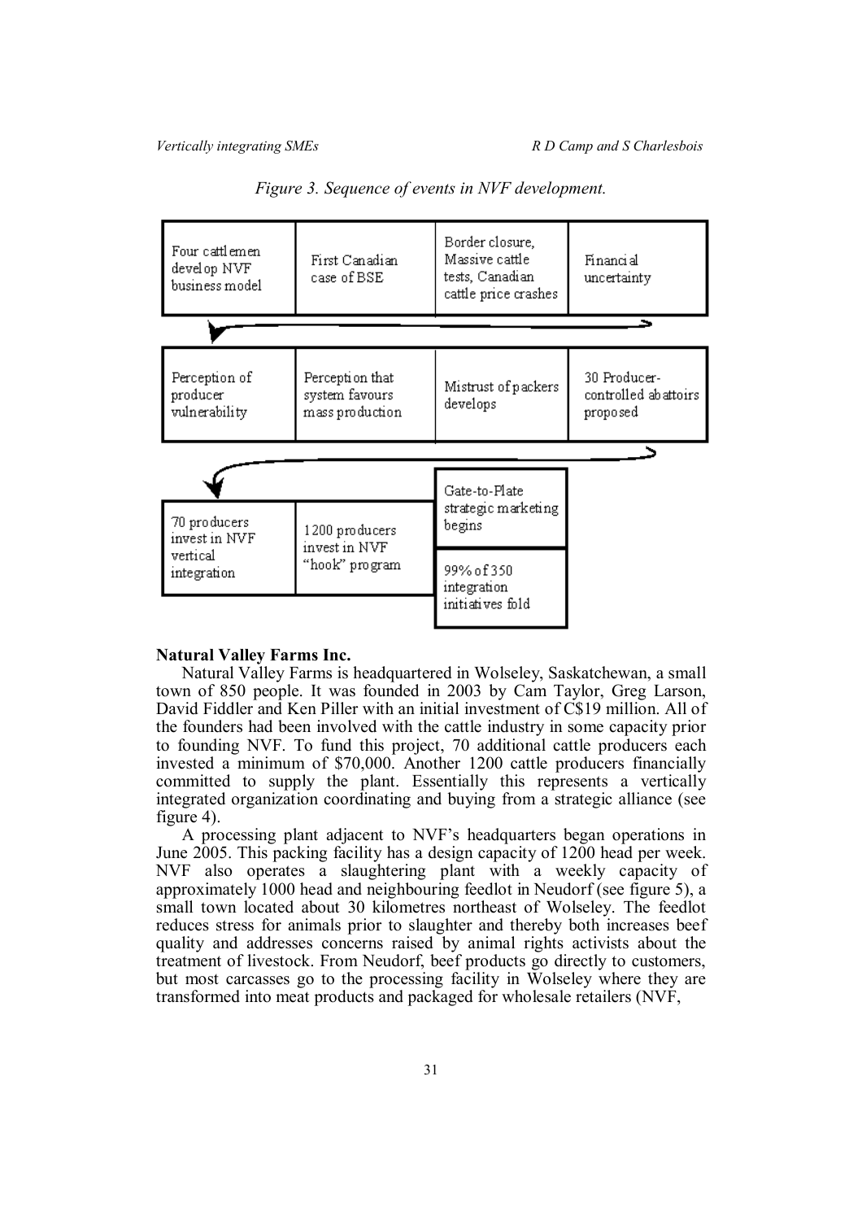*Figure 3. Sequence of events in NVF development.*

| Four cattlemen develop NVF business model | First Canadian case of BSE | Border closure, Massive cattle tests, Canadian cattle price crashes | Financial uncertainty |
|---|---|---|---|
| Perception of producer vulnerability | Perception that system favours mass production | Mistrust of packers develops | 30 Producer-controlled abattoirs proposed |
| 70 producers invest in NVF vertical integration | 1200 producers invest in NVF "hook" program | Gate-to-Plate strategic marketing begins / 99% of 350 integration initiatives fold | |

### Natural Valley Farms Inc.

Natural Valley Farms is headquartered in Wolseley, Saskatchewan, a small town of 850 people. It was founded in 2003 by Cam Taylor, Greg Larson, David Fiddler and Ken Piller with an initial investment of C$19 million. All of the founders had been involved with the cattle industry in some capacity prior to founding NVF. To fund this project, 70 additional cattle producers each invested a minimum of $70,000. Another 1200 cattle producers financially committed to supply the plant. Essentially this represents a vertically integrated organization coordinating and buying from a strategic alliance (see figure 4).

A processing plant adjacent to NVF's headquarters began operations in June 2005. This packing facility has a design capacity of 1200 head per week. NVF also operates a slaughtering plant with a weekly capacity of approximately 1000 head and neighbouring feedlot in Neudorf (see figure 5), a small town located about 30 kilometres northeast of Wolseley. The feedlot reduces stress for animals prior to slaughter and thereby both increases beef quality and addresses concerns raised by animal rights activists about the treatment of livestock. From Neudorf, beef products go directly to customers, but most carcasses go to the processing facility in Wolseley where they are transformed into meat products and packaged for wholesale retailers (NVF,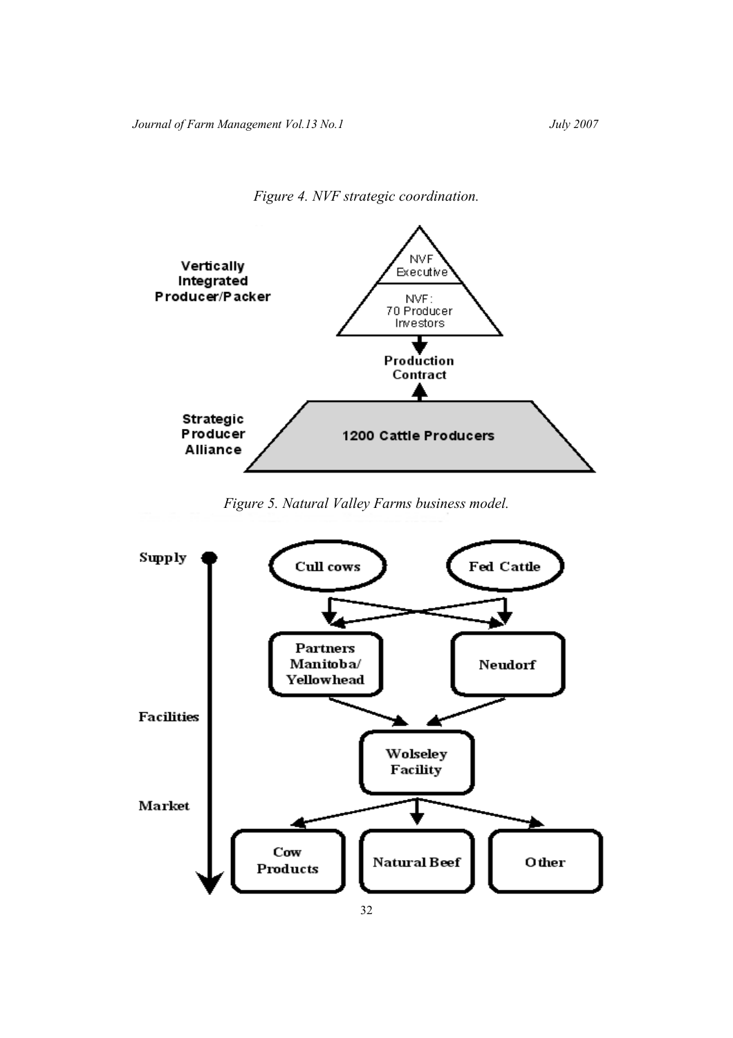*Figure 4. NVF strategic coordination.*

Vertically Integrated Producer/Packer

NVF Executive

NVF: 70 Producer Investors

Production Contract

Strategic Producer Alliance

1200 Cattle Producers

*Figure 5. Natural Valley Farms business model.*

Supply

Cull cows

Fed Cattle

Partners Manitoba/ Yellowhead

Neudorf

Facilities

Wolseley Facility

Market

Cow Products

Natural Beef

Other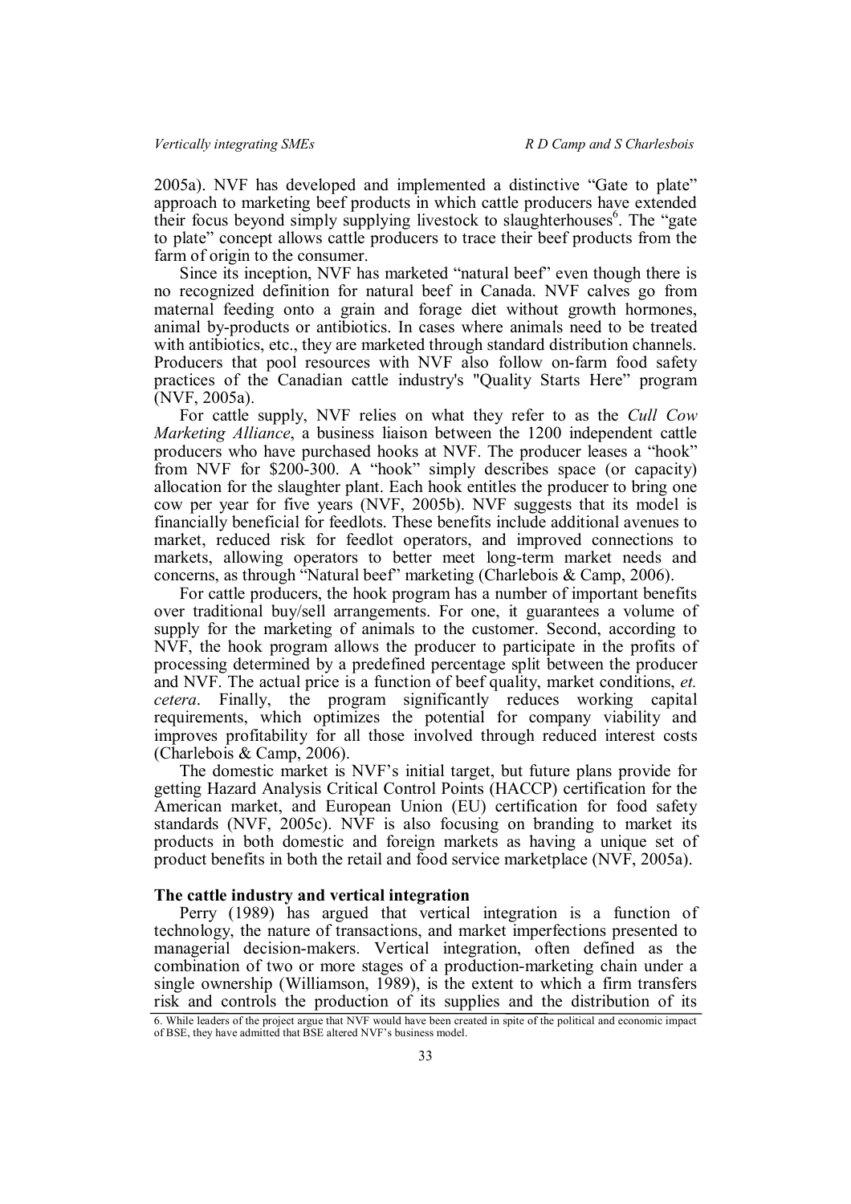2005a). NVF has developed and implemented a distinctive "Gate to plate" approach to marketing beef products in which cattle producers have extended their focus beyond simply supplying livestock to slaughterhouses[6]. The "gate to plate" concept allows cattle producers to trace their beef products from the farm of origin to the consumer.

Since its inception, NVF has marketed "natural beef" even though there is no recognized definition for natural beef in Canada. NVF calves go from maternal feeding onto a grain and forage diet without growth hormones, animal by-products or antibiotics. In cases where animals need to be treated with antibiotics, etc., they are marketed through standard distribution channels. Producers that pool resources with NVF also follow on-farm food safety practices of the Canadian cattle industry's "Quality Starts Here" program (NVF, 2005a).

For cattle supply, NVF relies on what they refer to as the *Cull Cow Marketing Alliance*, a business liaison between the 1200 independent cattle producers who have purchased hooks at NVF. The producer leases a "hook" from NVF for $200-300. A "hook" simply describes space (or capacity) allocation for the slaughter plant. Each hook entitles the producer to bring one cow per year for five years (NVF, 2005b). NVF suggests that its model is financially beneficial for feedlots. These benefits include additional avenues to market, reduced risk for feedlot operators, and improved connections to markets, allowing operators to better meet long-term market needs and concerns, as through "Natural beef" marketing (Charlebois & Camp, 2006).

For cattle producers, the hook program has a number of important benefits over traditional buy/sell arrangements. For one, it guarantees a volume of supply for the marketing of animals to the customer. Second, according to NVF, the hook program allows the producer to participate in the profits of processing determined by a predefined percentage split between the producer and NVF. The actual price is a function of beef quality, market conditions, *et. cetera*. Finally, the program significantly reduces working capital requirements, which optimizes the potential for company viability and improves profitability for all those involved through reduced interest costs (Charlebois & Camp, 2006).

The domestic market is NVF's initial target, but future plans provide for getting Hazard Analysis Critical Control Points (HACCP) certification for the American market, and European Union (EU) certification for food safety standards (NVF, 2005c). NVF is also focusing on branding to market its products in both domestic and foreign markets as having a unique set of product benefits in both the retail and food service marketplace (NVF, 2005a).

**The cattle industry and vertical integration**

Perry (1989) has argued that vertical integration is a function of technology, the nature of transactions, and market imperfections presented to managerial decision-makers. Vertical integration, often defined as the combination of two or more stages of a production-marketing chain under a single ownership (Williamson, 1989), is the extent to which a firm transfers risk and controls the production of its supplies and the distribution of its

6. While leaders of the project argue that NVF would have been created in spite of the political and economic impact of BSE, they have admitted that BSE altered NVF's business model.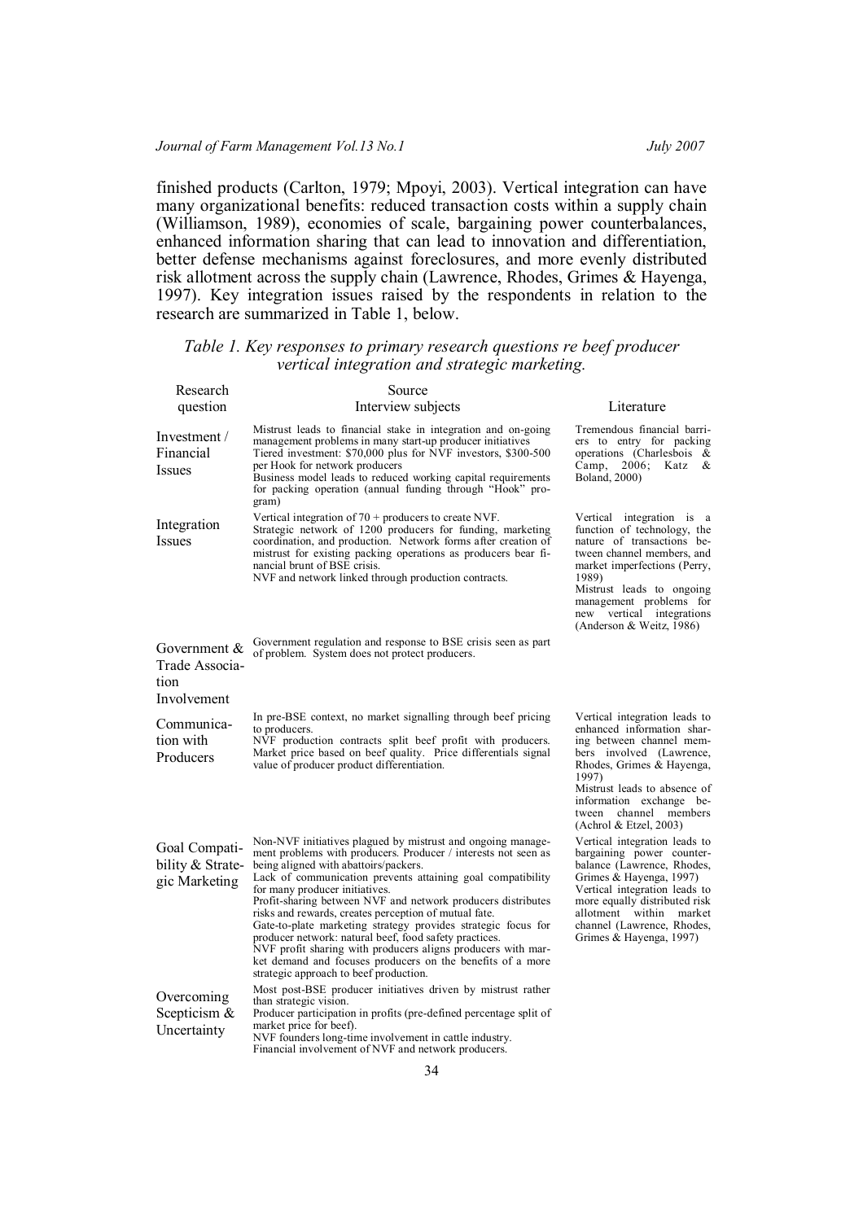finished products (Carlton, 1979; Mpoyi, 2003). Vertical integration can have many organizational benefits: reduced transaction costs within a supply chain (Williamson, 1989), economies of scale, bargaining power counterbalances, enhanced information sharing that can lead to innovation and differentiation, better defense mechanisms against foreclosures, and more evenly distributed risk allotment across the supply chain (Lawrence, Rhodes, Grimes & Hayenga, 1997). Key integration issues raised by the respondents in relation to the research are summarized in Table 1, below.

*Table 1. Key responses to primary research questions re beef producer vertical integration and strategic marketing.*

| Research question | Source: Interview subjects | Source: Literature |
|---|---|---|
| Investment / Financial Issues | Mistrust leads to financial stake in integration and on-going management problems in many start-up producer initiatives<br>Tiered investment: $70,000 plus for NVF investors, $300-500 per Hook for network producers<br>Business model leads to reduced working capital requirements for packing operation (annual funding through "Hook" program) | Tremendous financial barriers to entry for packing operations (Charlesbois & Camp, 2006; Katz & Boland, 2000) |
| Integration Issues | Vertical integration of 70 + producers to create NVF.<br>Strategic network of 1200 producers for funding, marketing coordination, and production. Network forms after creation of mistrust for existing packing operations as producers bear financial brunt of BSE crisis.<br>NVF and network linked through production contracts. | Vertical integration is a function of technology, the nature of transactions between channel members, and market imperfections (Perry, 1989)<br>Mistrust leads to ongoing management problems for new vertical integrations (Anderson & Weitz, 1986) |
| Government & Trade Association Involvement | Government regulation and response to BSE crisis seen as part of problem. System does not protect producers. | |
| Communication with Producers | In pre-BSE context, no market signalling through beef pricing to producers.<br>NVF production contracts split beef profit with producers. Market price based on beef quality. Price differentials signal value of producer product differentiation. | Vertical integration leads to enhanced information sharing between channel members involved (Lawrence, Rhodes, Grimes & Hayenga, 1997)<br>Mistrust leads to absence of information exchange between channel members (Achrol & Etzel, 2003) |
| Goal Compatibility & Strategic Marketing | Non-NVF initiatives plagued by mistrust and ongoing management problems with producers. Producer / interests not seen as being aligned with abattoirs/packers.<br>Lack of communication prevents attaining goal compatibility for many producer initiatives.<br>Profit-sharing between NVF and network producers distributes risks and rewards, creates perception of mutual fate.<br>Gate-to-plate marketing strategy provides strategic focus for producer network: natural beef, food safety practices.<br>NVF profit sharing with producers aligns producers with market demand and focuses producers on the benefits of a more strategic approach to beef production. | Vertical integration leads to bargaining power counterbalance (Lawrence, Rhodes, Grimes & Hayenga, 1997)<br>Vertical integration leads to more equally distributed risk allotment within market channel (Lawrence, Rhodes, Grimes & Hayenga, 1997) |
| Overcoming Scepticism & Uncertainty | Most post-BSE producer initiatives driven by mistrust rather than strategic vision.<br>Producer participation in profits (pre-defined percentage split of market price for beef).<br>NVF founders long-time involvement in cattle industry.<br>Financial involvement of NVF and network producers. | |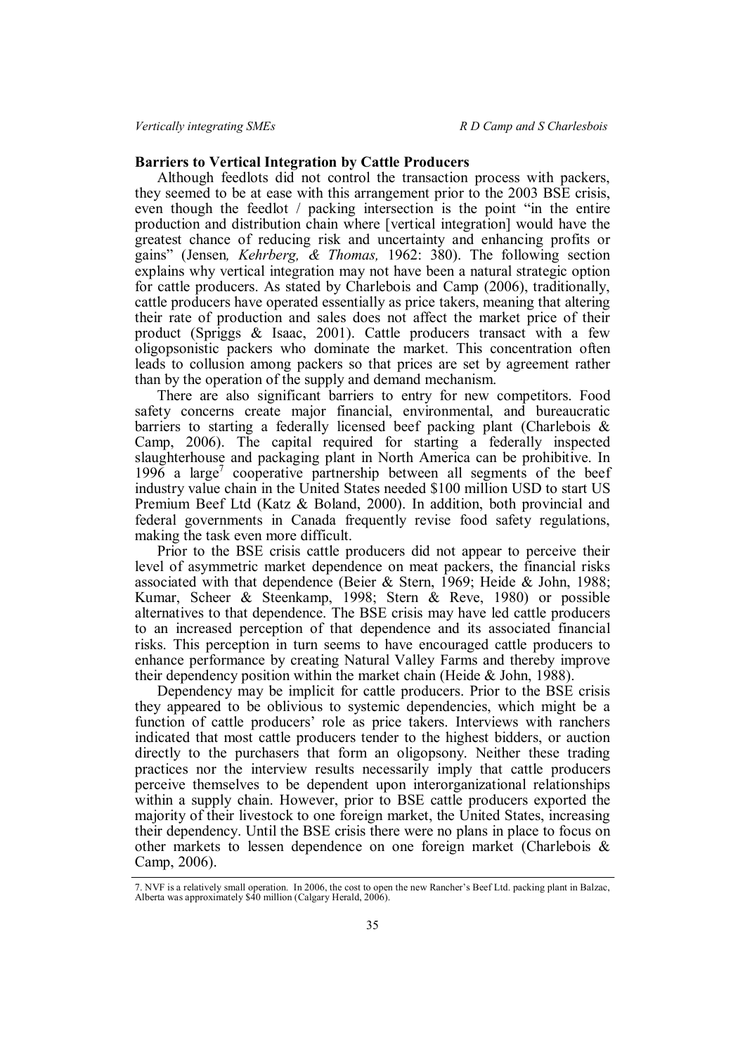## Barriers to Vertical Integration by Cattle Producers

Although feedlots did not control the transaction process with packers, they seemed to be at ease with this arrangement prior to the 2003 BSE crisis, even though the feedlot / packing intersection is the point "in the entire production and distribution chain where [vertical integration] would have the greatest chance of reducing risk and uncertainty and enhancing profits or gains" (Jensen*, Kehrberg, & Thomas,* 1962: 380). The following section explains why vertical integration may not have been a natural strategic option for cattle producers. As stated by Charlebois and Camp (2006), traditionally, cattle producers have operated essentially as price takers, meaning that altering their rate of production and sales does not affect the market price of their product (Spriggs & Isaac, 2001). Cattle producers transact with a few oligopsonistic packers who dominate the market. This concentration often leads to collusion among packers so that prices are set by agreement rather than by the operation of the supply and demand mechanism.

There are also significant barriers to entry for new competitors. Food safety concerns create major financial, environmental, and bureaucratic barriers to starting a federally licensed beef packing plant (Charlebois & Camp, 2006). The capital required for starting a federally inspected slaughterhouse and packaging plant in North America can be prohibitive. In 1996 a large[7] cooperative partnership between all segments of the beef industry value chain in the United States needed $100 million USD to start US Premium Beef Ltd (Katz & Boland, 2000). In addition, both provincial and federal governments in Canada frequently revise food safety regulations, making the task even more difficult.

Prior to the BSE crisis cattle producers did not appear to perceive their level of asymmetric market dependence on meat packers, the financial risks associated with that dependence (Beier & Stern, 1969; Heide & John, 1988; Kumar, Scheer & Steenkamp, 1998; Stern & Reve, 1980) or possible alternatives to that dependence. The BSE crisis may have led cattle producers to an increased perception of that dependence and its associated financial risks. This perception in turn seems to have encouraged cattle producers to enhance performance by creating Natural Valley Farms and thereby improve their dependency position within the market chain (Heide & John, 1988).

Dependency may be implicit for cattle producers. Prior to the BSE crisis they appeared to be oblivious to systemic dependencies, which might be a function of cattle producers' role as price takers. Interviews with ranchers indicated that most cattle producers tender to the highest bidders, or auction directly to the purchasers that form an oligopsony. Neither these trading practices nor the interview results necessarily imply that cattle producers perceive themselves to be dependent upon interorganizational relationships within a supply chain. However, prior to BSE cattle producers exported the majority of their livestock to one foreign market, the United States, increasing their dependency. Until the BSE crisis there were no plans in place to focus on other markets to lessen dependence on one foreign market (Charlebois & Camp, 2006).

7. NVF is a relatively small operation. In 2006, the cost to open the new Rancher's Beef Ltd. packing plant in Balzac, Alberta was approximately $40 million (Calgary Herald, 2006).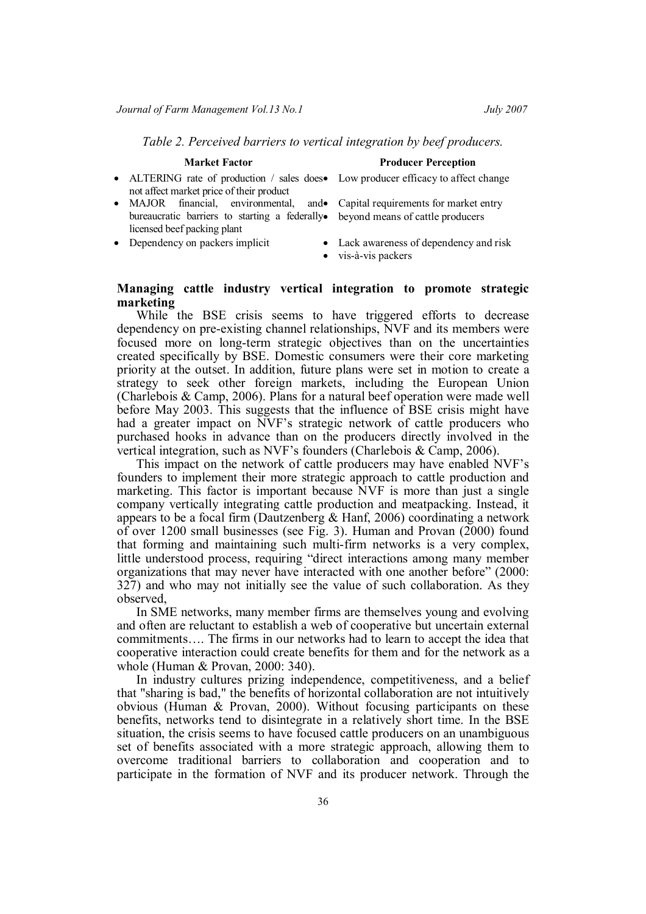*Table 2. Perceived barriers to vertical integration by beef producers.*

| Market Factor | Producer Perception |
|---|---|
| • ALTERING rate of production / sales does not affect market price of their product | • Low producer efficacy to affect change |
| • MAJOR financial, environmental, and bureaucratic barriers to starting a federally licensed beef packing plant | • Capital requirements for market entry<br>• beyond means of cattle producers |
| • Dependency on packers implicit | • Lack awareness of dependency and risk<br>• vis-à-vis packers |

## Managing cattle industry vertical integration to promote strategic marketing

While the BSE crisis seems to have triggered efforts to decrease dependency on pre-existing channel relationships, NVF and its members were focused more on long-term strategic objectives than on the uncertainties created specifically by BSE. Domestic consumers were their core marketing priority at the outset. In addition, future plans were set in motion to create a strategy to seek other foreign markets, including the European Union (Charlebois & Camp, 2006). Plans for a natural beef operation were made well before May 2003. This suggests that the influence of BSE crisis might have had a greater impact on NVF's strategic network of cattle producers who purchased hooks in advance than on the producers directly involved in the vertical integration, such as NVF's founders (Charlebois & Camp, 2006).

This impact on the network of cattle producers may have enabled NVF's founders to implement their more strategic approach to cattle production and marketing. This factor is important because NVF is more than just a single company vertically integrating cattle production and meatpacking. Instead, it appears to be a focal firm (Dautzenberg & Hanf, 2006) coordinating a network of over 1200 small businesses (see Fig. 3). Human and Provan (2000) found that forming and maintaining such multi-firm networks is a very complex, little understood process, requiring "direct interactions among many member organizations that may never have interacted with one another before" (2000: 327) and who may not initially see the value of such collaboration. As they observed,

In SME networks, many member firms are themselves young and evolving and often are reluctant to establish a web of cooperative but uncertain external commitments…. The firms in our networks had to learn to accept the idea that cooperative interaction could create benefits for them and for the network as a whole (Human & Provan, 2000: 340).

In industry cultures prizing independence, competitiveness, and a belief that "sharing is bad," the benefits of horizontal collaboration are not intuitively obvious (Human & Provan, 2000). Without focusing participants on these benefits, networks tend to disintegrate in a relatively short time. In the BSE situation, the crisis seems to have focused cattle producers on an unambiguous set of benefits associated with a more strategic approach, allowing them to overcome traditional barriers to collaboration and cooperation and to participate in the formation of NVF and its producer network. Through the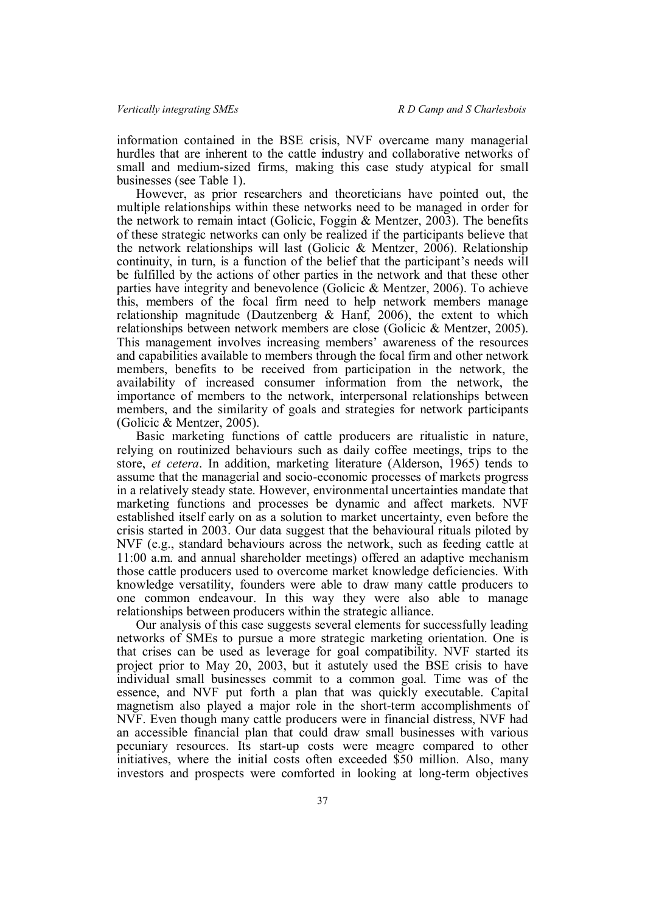information contained in the BSE crisis, NVF overcame many managerial hurdles that are inherent to the cattle industry and collaborative networks of small and medium-sized firms, making this case study atypical for small businesses (see Table 1).

However, as prior researchers and theoreticians have pointed out, the multiple relationships within these networks need to be managed in order for the network to remain intact (Golicic, Foggin & Mentzer, 2003). The benefits of these strategic networks can only be realized if the participants believe that the network relationships will last (Golicic & Mentzer, 2006). Relationship continuity, in turn, is a function of the belief that the participant's needs will be fulfilled by the actions of other parties in the network and that these other parties have integrity and benevolence (Golicic & Mentzer, 2006). To achieve this, members of the focal firm need to help network members manage relationship magnitude (Dautzenberg & Hanf, 2006), the extent to which relationships between network members are close (Golicic & Mentzer, 2005). This management involves increasing members' awareness of the resources and capabilities available to members through the focal firm and other network members, benefits to be received from participation in the network, the availability of increased consumer information from the network, the importance of members to the network, interpersonal relationships between members, and the similarity of goals and strategies for network participants (Golicic & Mentzer, 2005).

Basic marketing functions of cattle producers are ritualistic in nature, relying on routinized behaviours such as daily coffee meetings, trips to the store, *et cetera*. In addition, marketing literature (Alderson, 1965) tends to assume that the managerial and socio-economic processes of markets progress in a relatively steady state. However, environmental uncertainties mandate that marketing functions and processes be dynamic and affect markets. NVF established itself early on as a solution to market uncertainty, even before the crisis started in 2003. Our data suggest that the behavioural rituals piloted by NVF (e.g., standard behaviours across the network, such as feeding cattle at 11:00 a.m. and annual shareholder meetings) offered an adaptive mechanism those cattle producers used to overcome market knowledge deficiencies. With knowledge versatility, founders were able to draw many cattle producers to one common endeavour. In this way they were also able to manage relationships between producers within the strategic alliance.

Our analysis of this case suggests several elements for successfully leading networks of SMEs to pursue a more strategic marketing orientation. One is that crises can be used as leverage for goal compatibility. NVF started its project prior to May 20, 2003, but it astutely used the BSE crisis to have individual small businesses commit to a common goal. Time was of the essence, and NVF put forth a plan that was quickly executable. Capital magnetism also played a major role in the short-term accomplishments of NVF. Even though many cattle producers were in financial distress, NVF had an accessible financial plan that could draw small businesses with various pecuniary resources. Its start-up costs were meagre compared to other initiatives, where the initial costs often exceeded $50 million. Also, many investors and prospects were comforted in looking at long-term objectives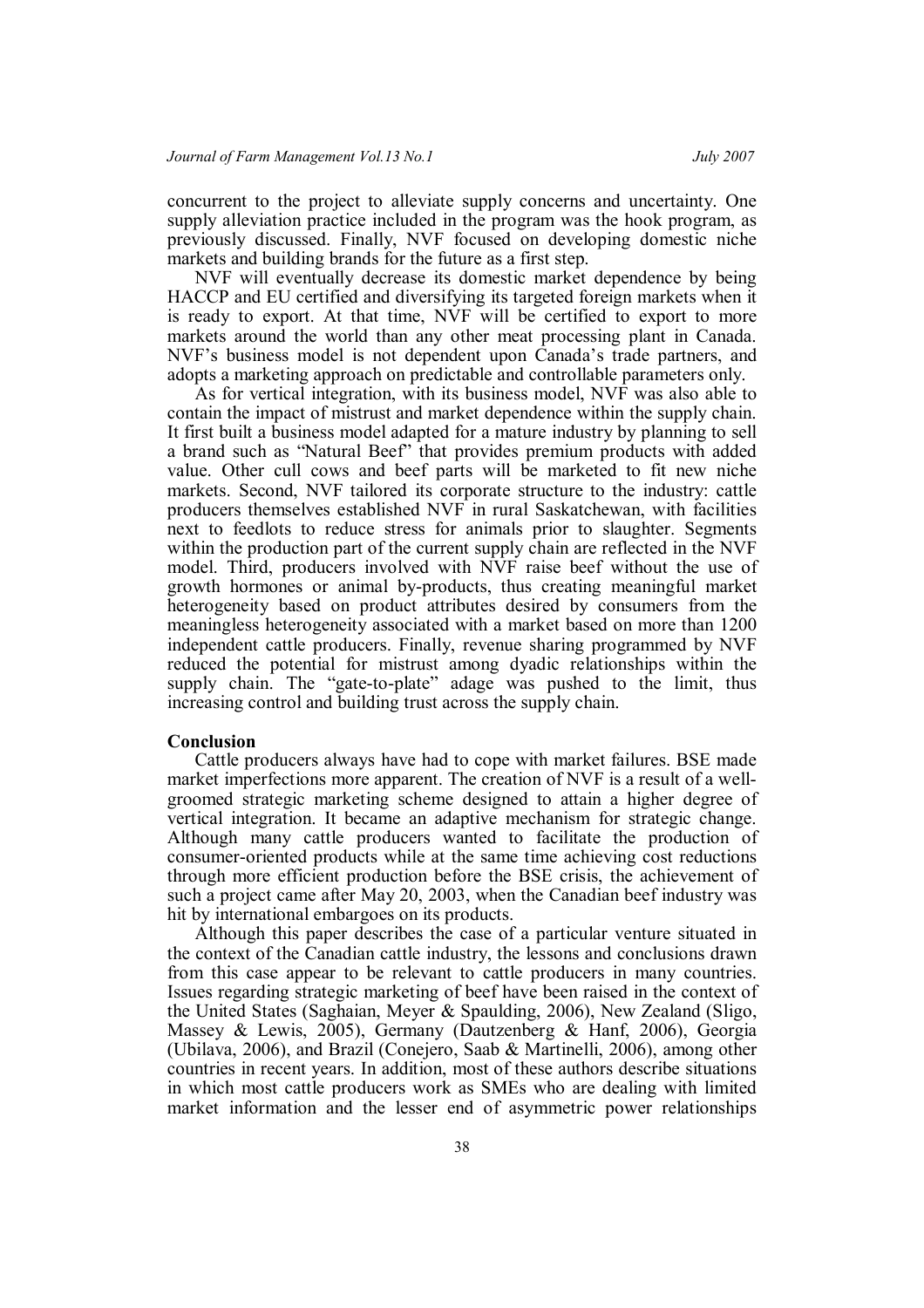concurrent to the project to alleviate supply concerns and uncertainty. One supply alleviation practice included in the program was the hook program, as previously discussed. Finally, NVF focused on developing domestic niche markets and building brands for the future as a first step.

NVF will eventually decrease its domestic market dependence by being HACCP and EU certified and diversifying its targeted foreign markets when it is ready to export. At that time, NVF will be certified to export to more markets around the world than any other meat processing plant in Canada. NVF's business model is not dependent upon Canada's trade partners, and adopts a marketing approach on predictable and controllable parameters only.

As for vertical integration, with its business model, NVF was also able to contain the impact of mistrust and market dependence within the supply chain. It first built a business model adapted for a mature industry by planning to sell a brand such as "Natural Beef" that provides premium products with added value. Other cull cows and beef parts will be marketed to fit new niche markets. Second, NVF tailored its corporate structure to the industry: cattle producers themselves established NVF in rural Saskatchewan, with facilities next to feedlots to reduce stress for animals prior to slaughter. Segments within the production part of the current supply chain are reflected in the NVF model. Third, producers involved with NVF raise beef without the use of growth hormones or animal by-products, thus creating meaningful market heterogeneity based on product attributes desired by consumers from the meaningless heterogeneity associated with a market based on more than 1200 independent cattle producers. Finally, revenue sharing programmed by NVF reduced the potential for mistrust among dyadic relationships within the supply chain. The "gate-to-plate" adage was pushed to the limit, thus increasing control and building trust across the supply chain.

## Conclusion

Cattle producers always have had to cope with market failures. BSE made market imperfections more apparent. The creation of NVF is a result of a well-groomed strategic marketing scheme designed to attain a higher degree of vertical integration. It became an adaptive mechanism for strategic change. Although many cattle producers wanted to facilitate the production of consumer-oriented products while at the same time achieving cost reductions through more efficient production before the BSE crisis, the achievement of such a project came after May 20, 2003, when the Canadian beef industry was hit by international embargoes on its products.

Although this paper describes the case of a particular venture situated in the context of the Canadian cattle industry, the lessons and conclusions drawn from this case appear to be relevant to cattle producers in many countries. Issues regarding strategic marketing of beef have been raised in the context of the United States (Saghaian, Meyer & Spaulding, 2006), New Zealand (Sligo, Massey & Lewis, 2005), Germany (Dautzenberg & Hanf, 2006), Georgia (Ubilava, 2006), and Brazil (Conejero, Saab & Martinelli, 2006), among other countries in recent years. In addition, most of these authors describe situations in which most cattle producers work as SMEs who are dealing with limited market information and the lesser end of asymmetric power relationships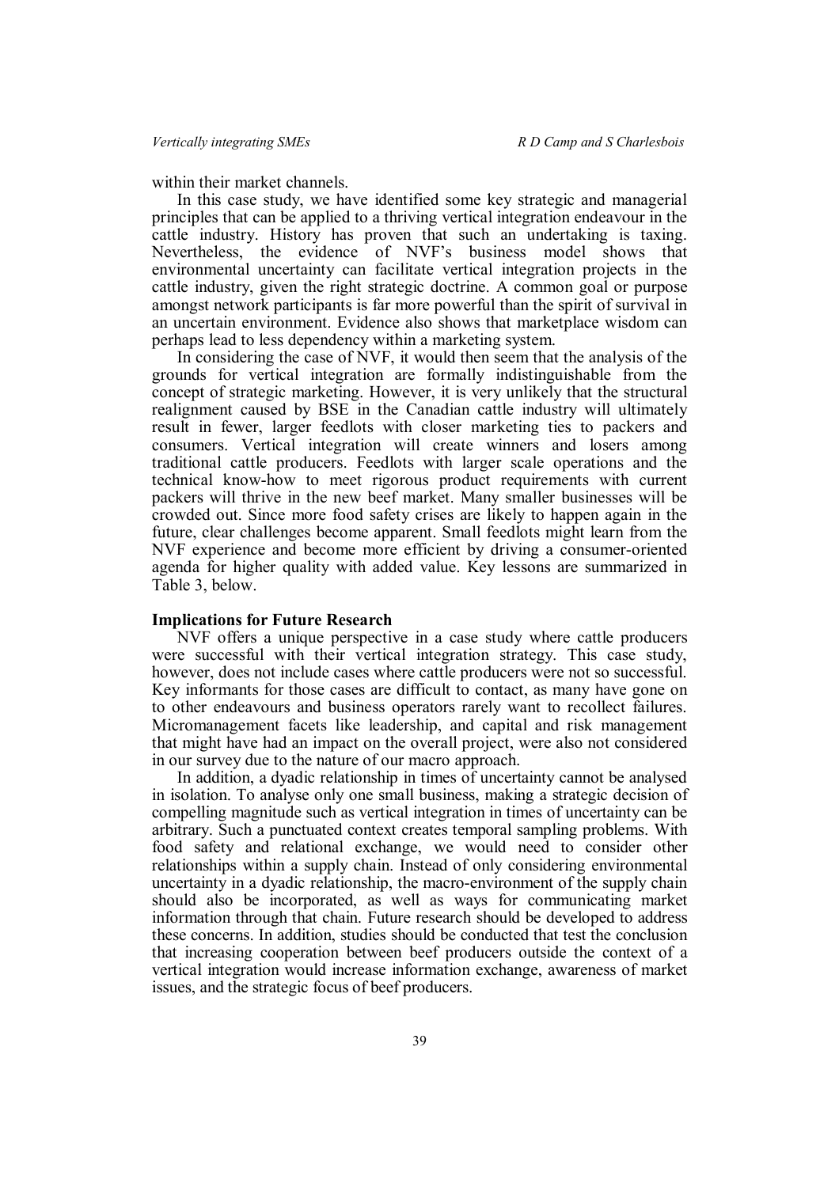within their market channels.

In this case study, we have identified some key strategic and managerial principles that can be applied to a thriving vertical integration endeavour in the cattle industry. History has proven that such an undertaking is taxing. Nevertheless, the evidence of NVF's business model shows that environmental uncertainty can facilitate vertical integration projects in the cattle industry, given the right strategic doctrine. A common goal or purpose amongst network participants is far more powerful than the spirit of survival in an uncertain environment. Evidence also shows that marketplace wisdom can perhaps lead to less dependency within a marketing system.

In considering the case of NVF, it would then seem that the analysis of the grounds for vertical integration are formally indistinguishable from the concept of strategic marketing. However, it is very unlikely that the structural realignment caused by BSE in the Canadian cattle industry will ultimately result in fewer, larger feedlots with closer marketing ties to packers and consumers. Vertical integration will create winners and losers among traditional cattle producers. Feedlots with larger scale operations and the technical know-how to meet rigorous product requirements with current packers will thrive in the new beef market. Many smaller businesses will be crowded out. Since more food safety crises are likely to happen again in the future, clear challenges become apparent. Small feedlots might learn from the NVF experience and become more efficient by driving a consumer-oriented agenda for higher quality with added value. Key lessons are summarized in Table 3, below.

**Implications for Future Research**

NVF offers a unique perspective in a case study where cattle producers were successful with their vertical integration strategy. This case study, however, does not include cases where cattle producers were not so successful. Key informants for those cases are difficult to contact, as many have gone on to other endeavours and business operators rarely want to recollect failures. Micromanagement facets like leadership, and capital and risk management that might have had an impact on the overall project, were also not considered in our survey due to the nature of our macro approach.

In addition, a dyadic relationship in times of uncertainty cannot be analysed in isolation. To analyse only one small business, making a strategic decision of compelling magnitude such as vertical integration in times of uncertainty can be arbitrary. Such a punctuated context creates temporal sampling problems. With food safety and relational exchange, we would need to consider other relationships within a supply chain. Instead of only considering environmental uncertainty in a dyadic relationship, the macro-environment of the supply chain should also be incorporated, as well as ways for communicating market information through that chain. Future research should be developed to address these concerns. In addition, studies should be conducted that test the conclusion that increasing cooperation between beef producers outside the context of a vertical integration would increase information exchange, awareness of market issues, and the strategic focus of beef producers.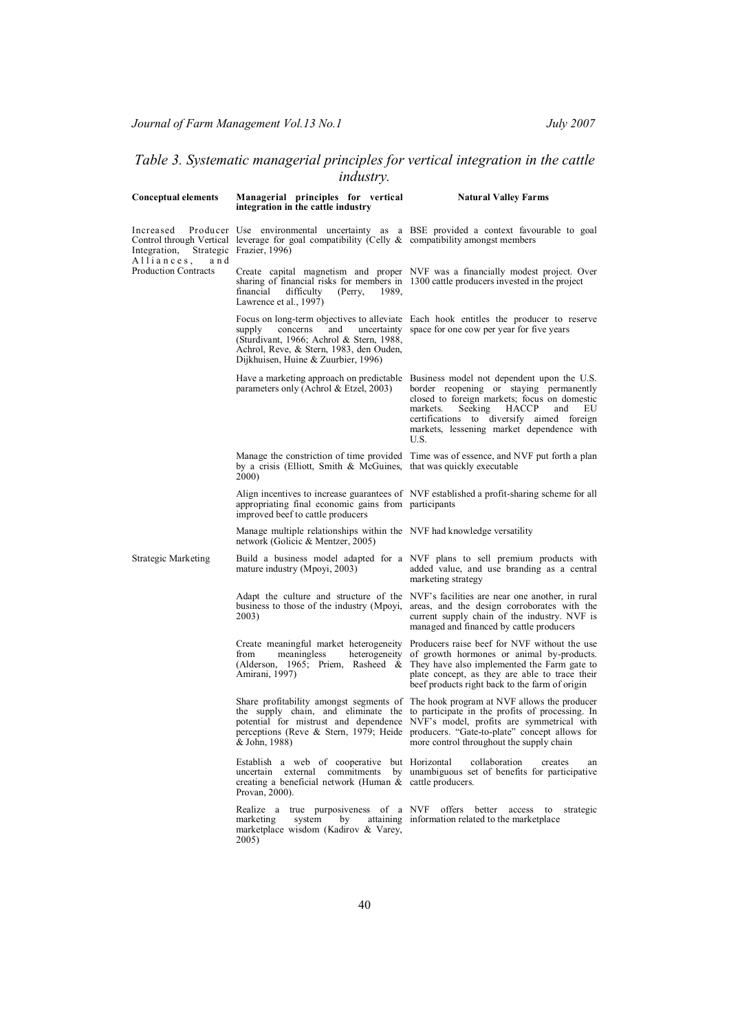## *Table 3. Systematic managerial principles for vertical integration in the cattle industry.*

| Conceptual elements | Managerial principles for vertical integration in the cattle industry | Natural Valley Farms |
|---|---|---|
| Increased Producer Control through Vertical Integration, Strategic Alliances, and Production Contracts | Use environmental uncertainty as a leverage for goal compatibility (Celly & Frazier, 1996) | BSE provided a context favourable to goal compatibility amongst members |
| | Create capital magnetism and proper sharing of financial risks for members in financial difficulty (Perry, 1989, Lawrence et al., 1997) | NVF was a financially modest project. Over 1300 cattle producers invested in the project |
| | Focus on long-term objectives to alleviate supply concerns and uncertainty (Sturdivant, 1966; Achrol & Stern, 1988, Achrol, Reve, & Stern, 1983, den Ouden, Dijkhuisen, Huine & Zuurbier, 1996) | Each hook entitles the producer to reserve space for one cow per year for five years |
| | Have a marketing approach on predictable parameters only (Achrol & Etzel, 2003) | Business model not dependent upon the U.S. border reopening or staying permanently closed to foreign markets; focus on domestic markets. Seeking HACCP and EU certifications to diversify aimed foreign markets, lessening market dependence with U.S. |
| | Manage the constriction of time provided by a crisis (Elliott, Smith & McGuines, 2000) | Time was of essence, and NVF put forth a plan that was quickly executable |
| | Align incentives to increase guarantees of appropriating final economic gains from improved beef to cattle producers | NVF established a profit-sharing scheme for all participants |
| | Manage multiple relationships within the network (Golicic & Mentzer, 2005) | NVF had knowledge versatility |
| Strategic Marketing | Build a business model adapted for a mature industry (Mpoyi, 2003) | NVF plans to sell premium products with added value, and use branding as a central marketing strategy |
| | Adapt the culture and structure of the business to those of the industry (Mpoyi, 2003) | NVF's facilities are near one another, in rural areas, and the design corroborates with the current supply chain of the industry. NVF is managed and financed by cattle producers |
| | Create meaningful market heterogeneity from meaningless heterogeneity (Alderson, 1965; Priem, Rasheed & Amirani, 1997) | Producers raise beef for NVF without the use of growth hormones or animal by-products. They have also implemented the Farm gate to plate concept, as they are able to trace their beef products right back to the farm of origin |
| | Share profitability amongst segments of the supply chain, and eliminate the potential for mistrust and dependence perceptions (Reve & Stern, 1979; Heide & John, 1988) | The hook program at NVF allows the producer to participate in the profits of processing. In NVF's model, profits are symmetrical with producers. "Gate-to-plate" concept allows for more control throughout the supply chain |
| | Establish a web of cooperative but uncertain external commitments by creating a beneficial network (Human & Provan, 2000). | Horizontal collaboration creates an unambiguous set of benefits for participative cattle producers. |
| | Realize a true purposiveness of a marketing system by attaining marketplace wisdom (Kadirov & Varey, 2005) | NVF offers better access to strategic information related to the marketplace |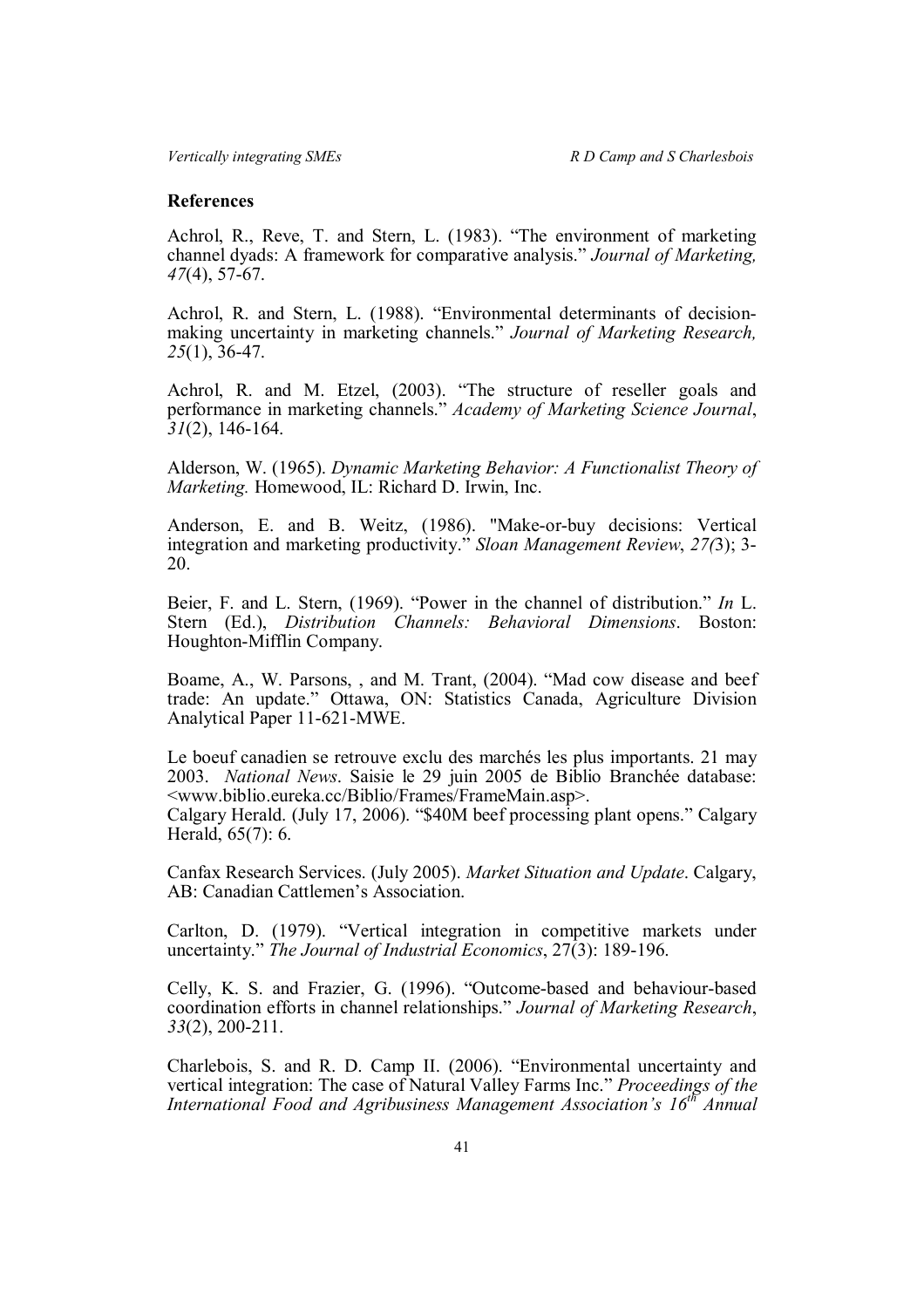## References

Achrol, R., Reve, T. and Stern, L. (1983). "The environment of marketing channel dyads: A framework for comparative analysis." *Journal of Marketing, 47*(4), 57-67.

Achrol, R. and Stern, L. (1988). "Environmental determinants of decision-making uncertainty in marketing channels." *Journal of Marketing Research, 25*(1), 36-47.

Achrol, R. and M. Etzel, (2003). "The structure of reseller goals and performance in marketing channels." *Academy of Marketing Science Journal*, *31*(2), 146-164.

Alderson, W. (1965). *Dynamic Marketing Behavior: A Functionalist Theory of Marketing.* Homewood, IL: Richard D. Irwin, Inc.

Anderson, E. and B. Weitz, (1986). "Make-or-buy decisions: Vertical integration and marketing productivity." *Sloan Management Review*, *27(*3); 3-20.

Beier, F. and L. Stern, (1969). "Power in the channel of distribution." *In* L. Stern (Ed.), *Distribution Channels: Behavioral Dimensions*. Boston: Houghton-Mifflin Company.

Boame, A., W. Parsons, , and M. Trant, (2004). "Mad cow disease and beef trade: An update." Ottawa, ON: Statistics Canada, Agriculture Division Analytical Paper 11-621-MWE.

Le boeuf canadien se retrouve exclu des marchés les plus importants. 21 may 2003. *National News*. Saisie le 29 juin 2005 de Biblio Branchée database: <www.biblio.eureka.cc/Biblio/Frames/FrameMain.asp>.

Calgary Herald. (July 17, 2006). "$40M beef processing plant opens." Calgary Herald, 65(7): 6.

Canfax Research Services. (July 2005). *Market Situation and Update*. Calgary, AB: Canadian Cattlemen's Association.

Carlton, D. (1979). "Vertical integration in competitive markets under uncertainty." *The Journal of Industrial Economics*, 27(3): 189-196.

Celly, K. S. and Frazier, G. (1996). "Outcome-based and behaviour-based coordination efforts in channel relationships." *Journal of Marketing Research*, *33*(2), 200-211.

Charlebois, S. and R. D. Camp II. (2006). "Environmental uncertainty and vertical integration: The case of Natural Valley Farms Inc." *Proceedings of the International Food and Agribusiness Management Association's 16th Annual*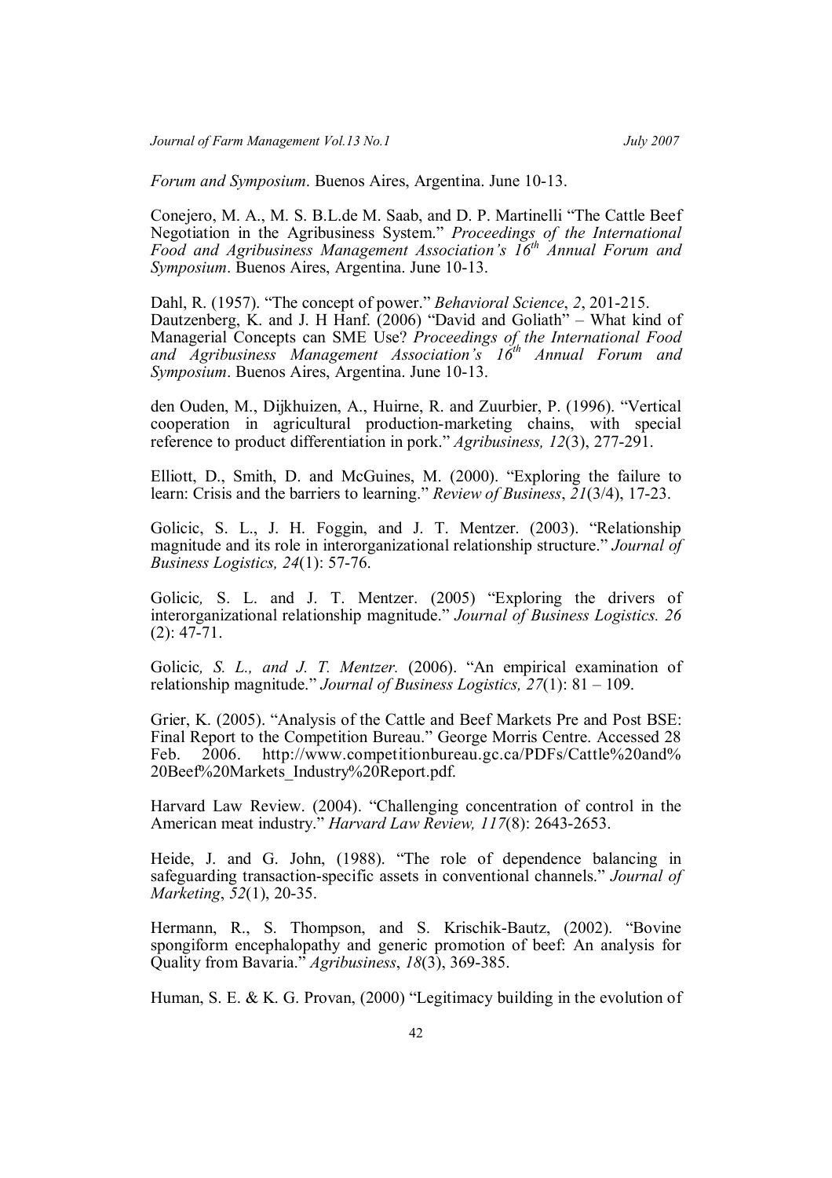*Forum and Symposium*. Buenos Aires, Argentina. June 10-13.

Conejero, M. A., M. S. B.L.de M. Saab, and D. P. Martinelli "The Cattle Beef Negotiation in the Agribusiness System." *Proceedings of the International Food and Agribusiness Management Association's 16th Annual Forum and Symposium*. Buenos Aires, Argentina. June 10-13.

Dahl, R. (1957). "The concept of power." *Behavioral Science*, *2*, 201-215.

Dautzenberg, K. and J. H Hanf. (2006) "David and Goliath" – What kind of Managerial Concepts can SME Use? *Proceedings of the International Food and Agribusiness Management Association's 16th Annual Forum and Symposium*. Buenos Aires, Argentina. June 10-13.

den Ouden, M., Dijkhuizen, A., Huirne, R. and Zuurbier, P. (1996). "Vertical cooperation in agricultural production-marketing chains, with special reference to product differentiation in pork." *Agribusiness, 12*(3), 277-291.

Elliott, D., Smith, D. and McGuines, M. (2000). "Exploring the failure to learn: Crisis and the barriers to learning." *Review of Business*, *21*(3/4), 17-23.

Golicic, S. L., J. H. Foggin, and J. T. Mentzer. (2003). "Relationship magnitude and its role in interorganizational relationship structure." *Journal of Business Logistics, 24*(1): 57-76.

Golicic*,* S. L. and J. T. Mentzer. (2005) "Exploring the drivers of interorganizational relationship magnitude." *Journal of Business Logistics. 26* (2): 47-71.

Golicic*, S. L., and J. T. Mentzer.* (2006). "An empirical examination of relationship magnitude." *Journal of Business Logistics, 27*(1): 81 – 109.

Grier, K. (2005). "Analysis of the Cattle and Beef Markets Pre and Post BSE: Final Report to the Competition Bureau." George Morris Centre. Accessed 28 Feb. 2006. http://www.competitionbureau.gc.ca/PDFs/Cattle%20and%20Beef%20Markets_Industry%20Report.pdf.

Harvard Law Review. (2004). "Challenging concentration of control in the American meat industry." *Harvard Law Review, 117*(8): 2643-2653.

Heide, J. and G. John, (1988). "The role of dependence balancing in safeguarding transaction-specific assets in conventional channels." *Journal of Marketing*, *52*(1), 20-35.

Hermann, R., S. Thompson, and S. Krischik-Bautz, (2002). "Bovine spongiform encephalopathy and generic promotion of beef: An analysis for Quality from Bavaria." *Agribusiness*, *18*(3), 369-385.

Human, S. E. & K. G. Provan, (2000) "Legitimacy building in the evolution of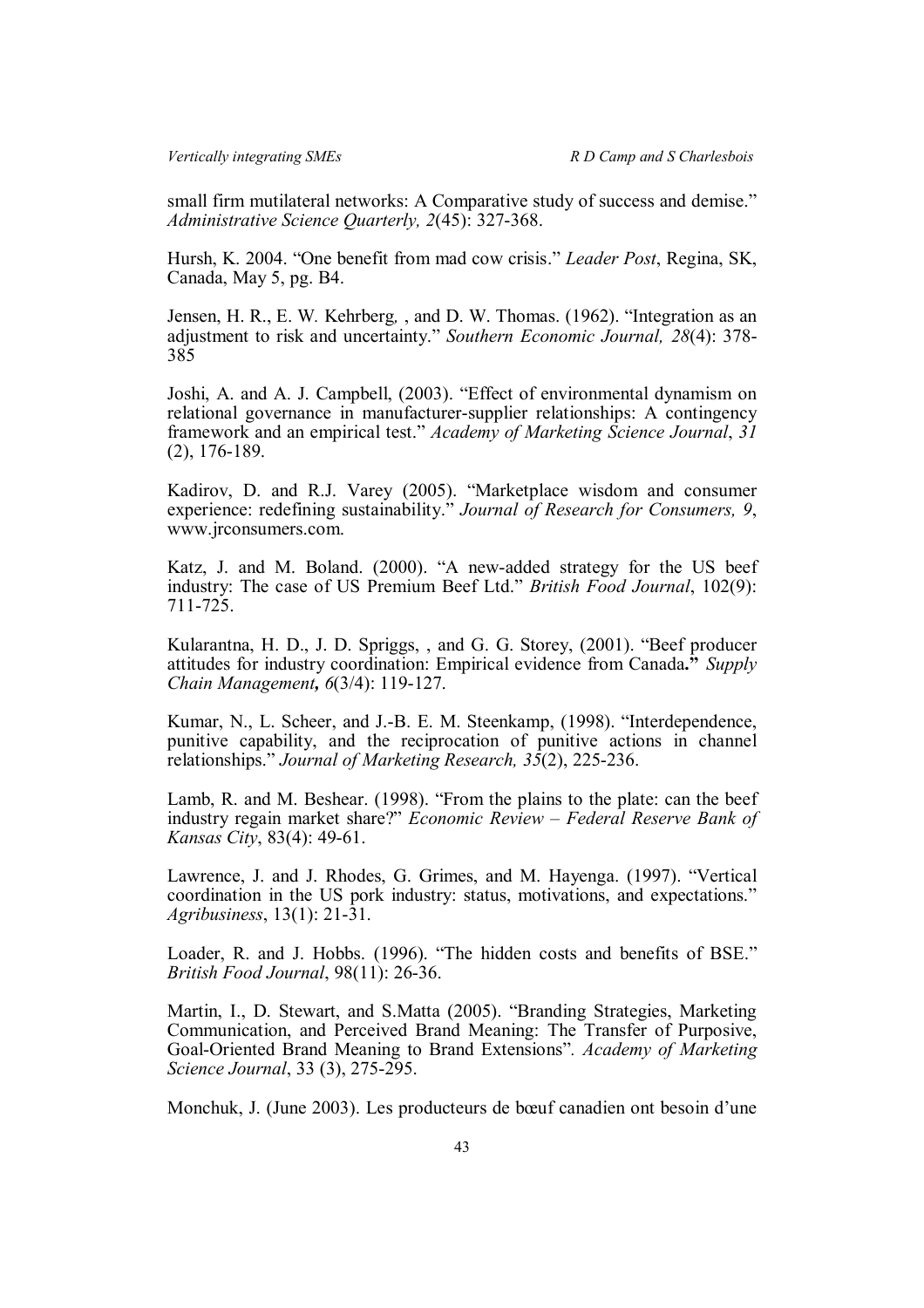small firm mutilateral networks: A Comparative study of success and demise." *Administrative Science Quarterly, 2*(45): 327-368.

Hursh, K. 2004. "One benefit from mad cow crisis." *Leader Post*, Regina, SK, Canada, May 5, pg. B4.

Jensen, H. R., E. W. Kehrberg, , and D. W. Thomas. (1962). "Integration as an adjustment to risk and uncertainty." *Southern Economic Journal, 28*(4): 378-385

Joshi, A. and A. J. Campbell, (2003). "Effect of environmental dynamism on relational governance in manufacturer-supplier relationships: A contingency framework and an empirical test." *Academy of Marketing Science Journal*, *31* (2), 176-189.

Kadirov, D. and R.J. Varey (2005). "Marketplace wisdom and consumer experience: redefining sustainability." *Journal of Research for Consumers, 9*, www.jrconsumers.com.

Katz, J. and M. Boland. (2000). "A new-added strategy for the US beef industry: The case of US Premium Beef Ltd." *British Food Journal*, 102(9): 711-725.

Kularantna, H. D., J. D. Spriggs, , and G. G. Storey, (2001). "Beef producer attitudes for industry coordination: Empirical evidence from Canada**."** *Supply Chain Management, 6*(3/4): 119-127.

Kumar, N., L. Scheer, and J.-B. E. M. Steenkamp, (1998). "Interdependence, punitive capability, and the reciprocation of punitive actions in channel relationships." *Journal of Marketing Research, 35*(2), 225-236.

Lamb, R. and M. Beshear. (1998). "From the plains to the plate: can the beef industry regain market share?" *Economic Review – Federal Reserve Bank of Kansas City*, 83(4): 49-61.

Lawrence, J. and J. Rhodes, G. Grimes, and M. Hayenga. (1997). "Vertical coordination in the US pork industry: status, motivations, and expectations." *Agribusiness*, 13(1): 21-31.

Loader, R. and J. Hobbs. (1996). "The hidden costs and benefits of BSE." *British Food Journal*, 98(11): 26-36.

Martin, I., D. Stewart, and S.Matta (2005). "Branding Strategies, Marketing Communication, and Perceived Brand Meaning: The Transfer of Purposive, Goal-Oriented Brand Meaning to Brand Extensions". *Academy of Marketing Science Journal*, 33 (3), 275-295.

Monchuk, J. (June 2003). Les producteurs de bœuf canadien ont besoin d'une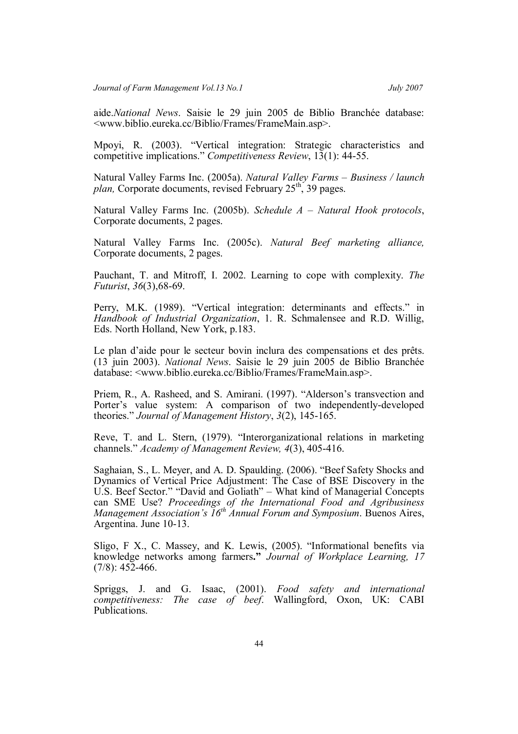aide.*National News*. Saisie le 29 juin 2005 de Biblio Branchée database: <www.biblio.eureka.cc/Biblio/Frames/FrameMain.asp>.

Mpoyi, R. (2003). "Vertical integration: Strategic characteristics and competitive implications." *Competitiveness Review*, 13(1): 44-55.

Natural Valley Farms Inc. (2005a). *Natural Valley Farms – Business / launch plan,* Corporate documents, revised February 25th, 39 pages.

Natural Valley Farms Inc. (2005b). *Schedule A – Natural Hook protocols*, Corporate documents, 2 pages.

Natural Valley Farms Inc. (2005c). *Natural Beef marketing alliance,* Corporate documents, 2 pages.

Pauchant, T. and Mitroff, I. 2002. Learning to cope with complexity. *The Futurist*, *36*(3),68-69.

Perry, M.K. (1989). "Vertical integration: determinants and effects." in *Handbook of Industrial Organization*, 1. R. Schmalensee and R.D. Willig, Eds. North Holland, New York, p.183.

Le plan d'aide pour le secteur bovin inclura des compensations et des prêts. (13 juin 2003). *National News*. Saisie le 29 juin 2005 de Biblio Branchée database: <www.biblio.eureka.cc/Biblio/Frames/FrameMain.asp>.

Priem, R., A. Rasheed, and S. Amirani. (1997). "Alderson's transvection and Porter's value system: A comparison of two independently-developed theories." *Journal of Management History*, *3*(2), 145-165.

Reve, T. and L. Stern, (1979). "Interorganizational relations in marketing channels." *Academy of Management Review, 4*(3), 405-416.

Saghaian, S., L. Meyer, and A. D. Spaulding. (2006). "Beef Safety Shocks and Dynamics of Vertical Price Adjustment: The Case of BSE Discovery in the U.S. Beef Sector." "David and Goliath" – What kind of Managerial Concepts can SME Use? *Proceedings of the International Food and Agribusiness Management Association's 16th Annual Forum and Symposium*. Buenos Aires, Argentina. June 10-13.

Sligo, F X., C. Massey, and K. Lewis, (2005). "Informational benefits via knowledge networks among farmers**."** *Journal of Workplace Learning, 17* (7/8): 452-466.

Spriggs, J. and G. Isaac, (2001). *Food safety and international competitiveness: The case of beef*. Wallingford, Oxon, UK: CABI Publications.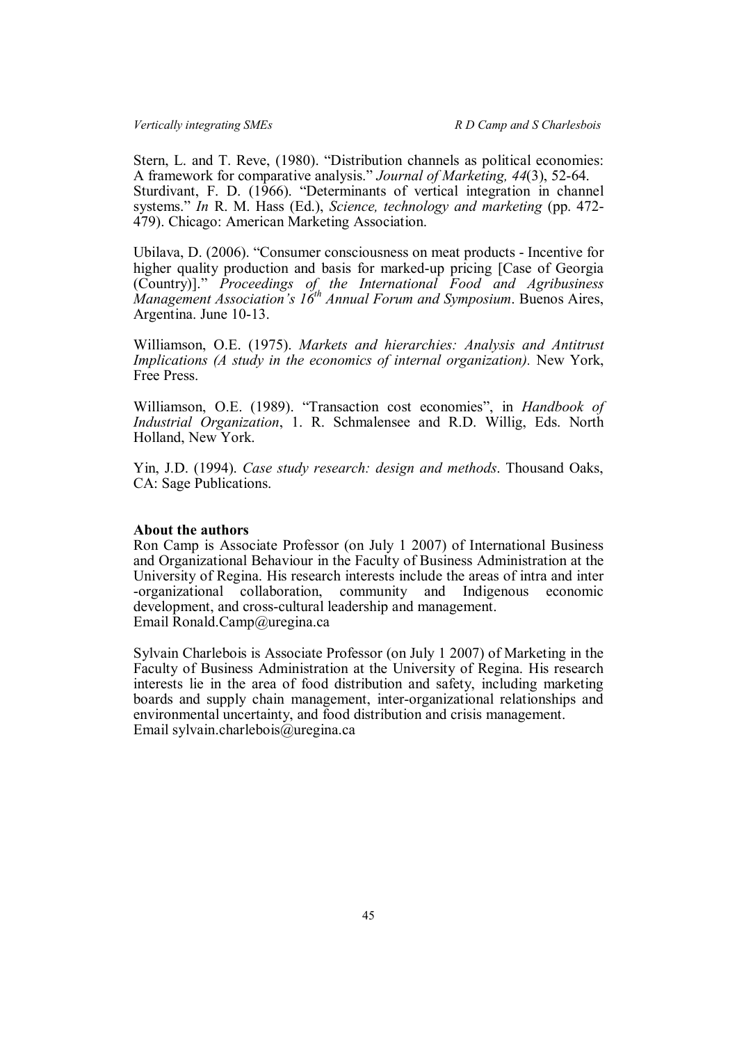Stern, L. and T. Reve, (1980). "Distribution channels as political economies: A framework for comparative analysis." *Journal of Marketing, 44*(3), 52-64.
Sturdivant, F. D. (1966). "Determinants of vertical integration in channel systems." *In* R. M. Hass (Ed.), *Science, technology and marketing* (pp. 472-479). Chicago: American Marketing Association.

Ubilava, D. (2006). "Consumer consciousness on meat products - Incentive for higher quality production and basis for marked-up pricing [Case of Georgia (Country)]." *Proceedings of the International Food and Agribusiness Management Association's 16th Annual Forum and Symposium*. Buenos Aires, Argentina. June 10-13.

Williamson, O.E. (1975). *Markets and hierarchies: Analysis and Antitrust Implications (A study in the economics of internal organization).* New York, Free Press.

Williamson, O.E. (1989). "Transaction cost economies", in *Handbook of Industrial Organization*, 1. R. Schmalensee and R.D. Willig, Eds. North Holland, New York.

Yin, J.D. (1994). *Case study research: design and methods*. Thousand Oaks, CA: Sage Publications.

**About the authors**

Ron Camp is Associate Professor (on July 1 2007) of International Business and Organizational Behaviour in the Faculty of Business Administration at the University of Regina. His research interests include the areas of intra and inter -organizational collaboration, community and Indigenous economic development, and cross-cultural leadership and management.
Email Ronald.Camp@uregina.ca

Sylvain Charlebois is Associate Professor (on July 1 2007) of Marketing in the Faculty of Business Administration at the University of Regina. His research interests lie in the area of food distribution and safety, including marketing boards and supply chain management, inter-organizational relationships and environmental uncertainty, and food distribution and crisis management.
Email sylvain.charlebois@uregina.ca